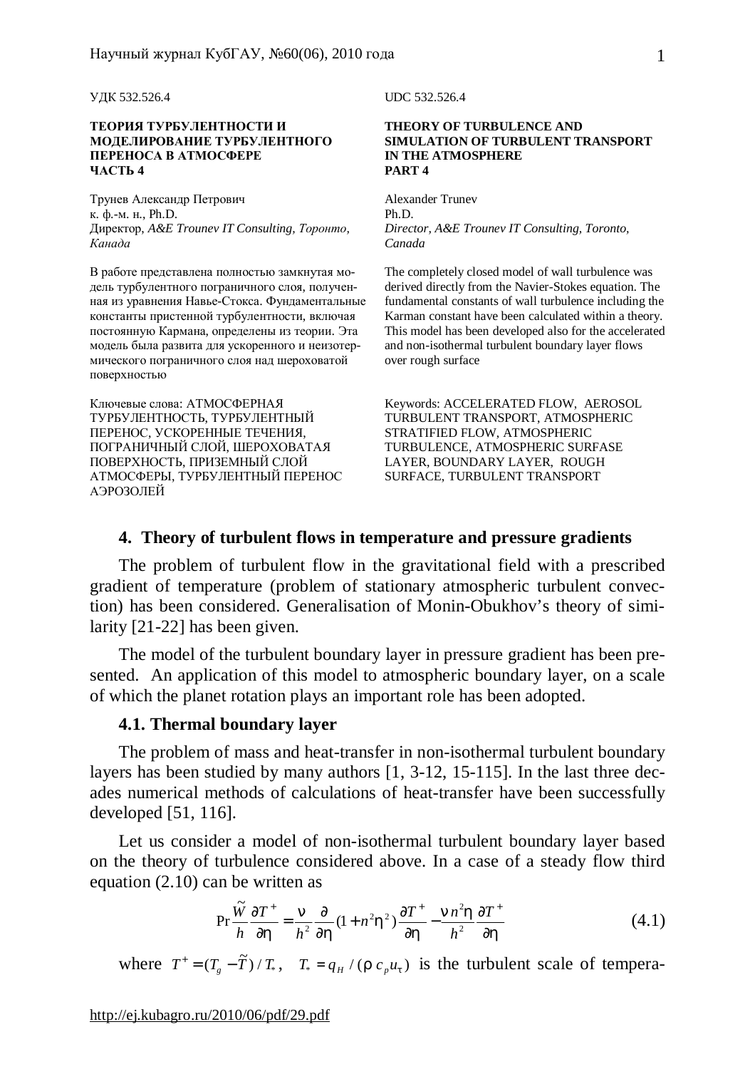УДК 532.526.4

UDC 532.526.4

**ТЕОРИЯ ТУРБУЛЕНТНОСТИ И МОДЕЛИРОВАНИЕ ТУРБУЛЕНТНОГО ПЕРЕНОСА В АТМОСФЕРЕ ЧАСТЬ 4**

**THEORY OF TURBULENCE AND SIMULATION OF TURBULENT TRANSPORT IN THE ATMOSPHERE PART 4**

Трунев Александр Петрович
к. ф.-м. н., Ph.D.
Директор, *A&E Trounev IT Consulting, Торонто, Канада*

Alexander Trunev
Ph.D.
*Director, A&E Trounev IT Consulting, Toronto, Canada*

В работе представлена полностью замкнутая модель турбулентного пограничного слоя, полученная из уравнения Навье-Стокса. Фундаментальные константы пристенной турбулентности, включая постоянную Кармана, определены из теории. Эта модель была развита для ускоренного и неизотермического пограничного слоя над шероховатой поверхностью

The completely closed model of wall turbulence was derived directly from the Navier-Stokes equation. The fundamental constants of wall turbulence including the Karman constant have been calculated within a theory. This model has been developed also for the accelerated and non-isothermal turbulent boundary layer flows over rough surface

Ключевые слова: АТМОСФЕРНАЯ ТУРБУЛЕНТНОСТЬ, ТУРБУЛЕНТНЫЙ ПЕРЕНОС, УСКОРЕННЫЕ ТЕЧЕНИЯ, ПОГРАНИЧНЫЙ СЛОЙ, ШЕРОХОВАТАЯ ПОВЕРХНОСТЬ, ПРИЗЕМНЫЙ СЛОЙ АТМОСФЕРЫ, ТУРБУЛЕНТНЫЙ ПЕРЕНОС АЭРОЗОЛЕЙ

Keywords: ACCELERATED FLOW, AEROSOL TURBULENT TRANSPORT, ATMOSPHERIC STRATIFIED FLOW, ATMOSPHERIC TURBULENCE, ATMOSPHERIC SURFASE LAYER, BOUNDARY LAYER, ROUGH SURFACE, TURBULENT TRANSPORT

## 4. Theory of turbulent flows in temperature and pressure gradients

The problem of turbulent flow in the gravitational field with a prescribed gradient of temperature (problem of stationary atmospheric turbulent convection) has been considered. Generalisation of Monin-Obukhov's theory of similarity [21-22] has been given.

The model of the turbulent boundary layer in pressure gradient has been presented. An application of this model to atmospheric boundary layer, on a scale of which the planet rotation plays an important role has been adopted.

### 4.1. Thermal boundary layer

The problem of mass and heat-transfer in non-isothermal turbulent boundary layers has been studied by many authors [1, 3-12, 15-115]. In the last three decades numerical methods of calculations of heat-transfer have been successfully developed [51, 116].

Let us consider a model of non-isothermal turbulent boundary layer based on the theory of turbulence considered above. In a case of a steady flow third equation (2.10) can be written as

$$\Pr \frac{\tilde{W}}{h}\frac{\partial T^+}{\partial \eta} = \frac{\nu}{h^2}\frac{\partial}{\partial \eta}(1+n^2\eta^2)\frac{\partial T^+}{\partial \eta} - \frac{\nu n^2 \eta}{h^2}\frac{\partial T^+}{\partial \eta} \tag{4.1}$$

where $T^+ = (T_g - \tilde{T})/T_*$, $T_* = q_H/(\rho c_p u_\tau)$ is the turbulent scale of tempera-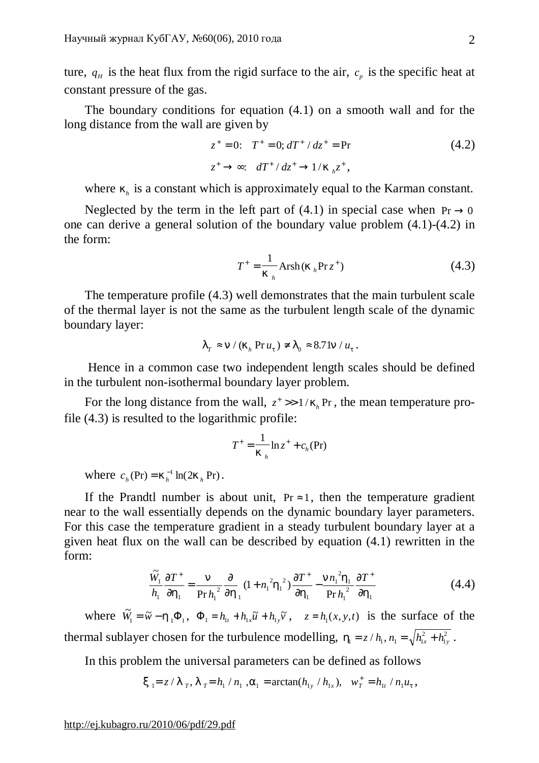ture, $q_H$ is the heat flux from the rigid surface to the air, $c_p$ is the specific heat at constant pressure of the gas.

The boundary conditions for equation (4.1) on a smooth wall and for the long distance from the wall are given by

$$z^+ = 0: \quad T^+ = 0; dT^+/dz^+ = \Pr \tag{4.2}$$
$$z^+ \to \infty: \quad dT^+/dz^+ \to 1/\kappa_h z^+,$$

where $\kappa_h$ is a constant which is approximately equal to the Karman constant.

Neglected by the term in the left part of (4.1) in special case when $\Pr \to 0$ one can derive a general solution of the boundary value problem (4.1)-(4.2) in the form:

$$T^+ = \frac{1}{\kappa_h} \mathrm{Arsh}(\kappa_h \Pr z^+) \tag{4.3}$$

The temperature profile (4.3) well demonstrates that the main turbulent scale of the thermal layer is not the same as the turbulent length scale of the dynamic boundary layer:

$$\lambda_T \approx \nu / (\kappa_h \Pr u_\tau) \neq \lambda_0 \approx 8.71\nu / u_\tau .$$

Hence in a common case two independent length scales should be defined in the turbulent non-isothermal boundary layer problem.

For the long distance from the wall, $z^+ >> 1/\kappa_h \Pr$, the mean temperature profile (4.3) is resulted to the logarithmic profile:

$$T^+ = \frac{1}{\kappa_h} \ln z^+ + c_h(\Pr)$$

where $c_h(\Pr) = \kappa_h^{-1} \ln(2\kappa_h \Pr)$.

If the Prandtl number is about unit, $\Pr \approx 1$, then the temperature gradient near to the wall essentially depends on the dynamic boundary layer parameters. For this case the temperature gradient in a steady turbulent boundary layer at a given heat flux on the wall can be described by equation (4.1) rewritten in the form:

$$\frac{\tilde{W}_1}{h_1} \frac{\partial T^+}{\partial \eta_1} = \frac{\nu}{\Pr h_1^2} \frac{\partial}{\partial \eta_1} (1 + n_1^2 \eta_1^2) \frac{\partial T^+}{\partial \eta_1} - \frac{\nu n_1^2 \eta_1}{\Pr h_1^2} \frac{\partial T^+}{\partial \eta_1} \tag{4.4}$$

where $\tilde{W}_1 = \tilde{w} - \eta_1 \Phi_1$, $\Phi_1 = h_{1t} + h_{1x}\tilde{u} + h_{1y}\tilde{v}$, $z = h_1(x, y, t)$ is the surface of the thermal sublayer chosen for the turbulence modelling, $\eta_1 = z/h_1, n_1 = \sqrt{h_{1x}^2 + h_{1y}^2}$.

In this problem the universal parameters can be defined as follows

$$\xi_1 = z/\lambda_T, \lambda_T = h_1/n_1, \alpha_1 = \arctan(h_{1y}/h_{1x}), \quad w_T^+ = h_{1t}/n_1 u_\tau,$$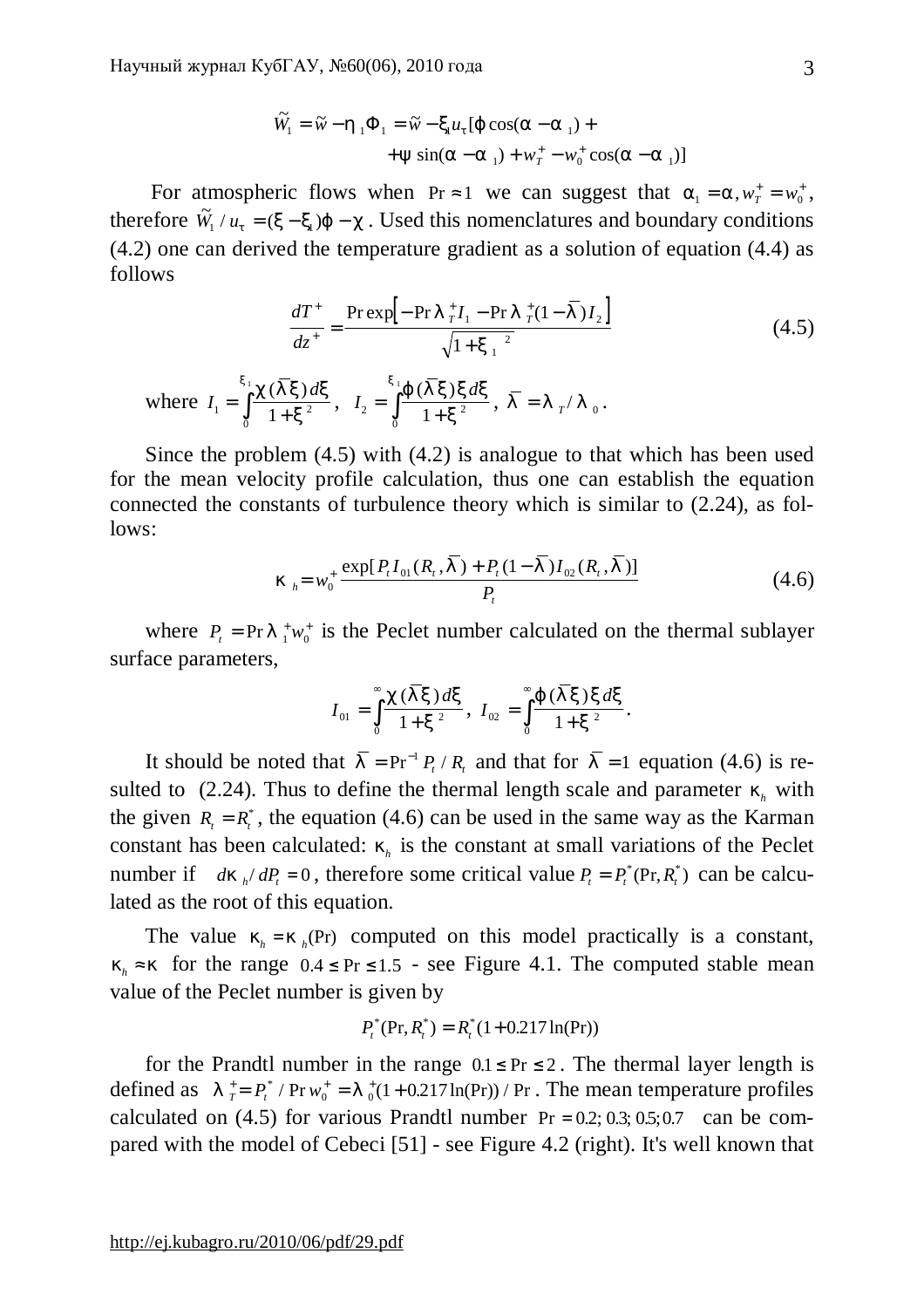$$\tilde{W}_1 = \tilde{w} - \eta_1 \Phi_1 = \tilde{w} - \xi_1 u_\tau [\varphi \cos(\alpha - \alpha_1) +$$
$$+ \psi \sin(\alpha - \alpha_1) + w_T^+ - w_0^+ \cos(\alpha - \alpha_1)]$$

For atmospheric flows when $\Pr \approx 1$ we can suggest that $\alpha_1 = \alpha, w_T^+ = w_0^+$, therefore $\tilde{W}_1 / u_\tau = (\xi - \xi_1)\varphi - \chi$. Used this nomenclatures and boundary conditions (4.2) one can derived the temperature gradient as a solution of equation (4.4) as follows

$$\frac{dT^+}{dz^+} = \frac{\Pr \exp\left[-\Pr \lambda_T^+ I_1 - \Pr \lambda_T^+ (1 - \bar{\lambda}) I_2\right]}{\sqrt{1 + \xi_1^{\,2}}} \tag{4.5}$$

where $I_1 = \int_0^{\xi_1} \frac{\chi(\bar{\lambda}\xi)\, d\xi}{1 + \xi^2}$, $I_2 = \int_0^{\xi_1} \frac{\varphi(\bar{\lambda}\xi)\, \xi\, d\xi}{1 + \xi^2}$, $\bar{\lambda} = \lambda_T / \lambda_0$.

Since the problem (4.5) with (4.2) is analogue to that which has been used for the mean velocity profile calculation, thus one can establish the equation connected the constants of turbulence theory which is similar to (2.24), as follows:

$$\kappa_h = w_0^+ \frac{\exp[P_t I_{01}(R_t, \bar{\lambda}) + P_t (1 - \bar{\lambda}) I_{02}(R_t, \bar{\lambda})]}{P_t} \tag{4.6}$$

where $P_t = \Pr \lambda_1^+ w_0^+$ is the Peclet number calculated on the thermal sublayer surface parameters,

$$I_{01} = \int_0^{\infty} \frac{\chi(\bar{\lambda}\xi)\, d\xi}{1 + \xi^2}, \quad I_{02} = \int_0^{\infty} \frac{\varphi(\bar{\lambda}\xi)\, \xi\, d\xi}{1 + \xi^2}.$$

It should be noted that $\bar{\lambda} = \Pr^{-1} P_t / R_t$ and that for $\bar{\lambda} = 1$ equation (4.6) is resulted to (2.24). Thus to define the thermal length scale and parameter $\kappa_h$ with the given $R_t = R_t^*$, the equation (4.6) can be used in the same way as the Karman constant has been calculated: $\kappa_h$ is the constant at small variations of the Peclet number if $d\kappa_h / dP_t = 0$, therefore some critical value $P_t = P_t^*(\Pr, R_t^*)$ can be calculated as the root of this equation.

The value $\kappa_h = \kappa_h(\Pr)$ computed on this model practically is a constant, $\kappa_h \approx \kappa$ for the range $0.4 \le \Pr \le 1.5$ - see Figure 4.1. The computed stable mean value of the Peclet number is given by

$$P_t^*(\Pr, R_t^*) = R_t^*(1 + 0.217 \ln(\Pr))$$

for the Prandtl number in the range $0.1 \le \Pr \le 2$. The thermal layer length is defined as $\lambda_T^+ = P_t^* / \Pr w_0^+ = \lambda_0^+ (1 + 0.217 \ln(\Pr)) / \Pr$. The mean temperature profiles calculated on (4.5) for various Prandtl number $\Pr = 0.2; 0.3; 0.5; 0.7$ can be compared with the model of Cebeci [51] - see Figure 4.2 (right). It's well known that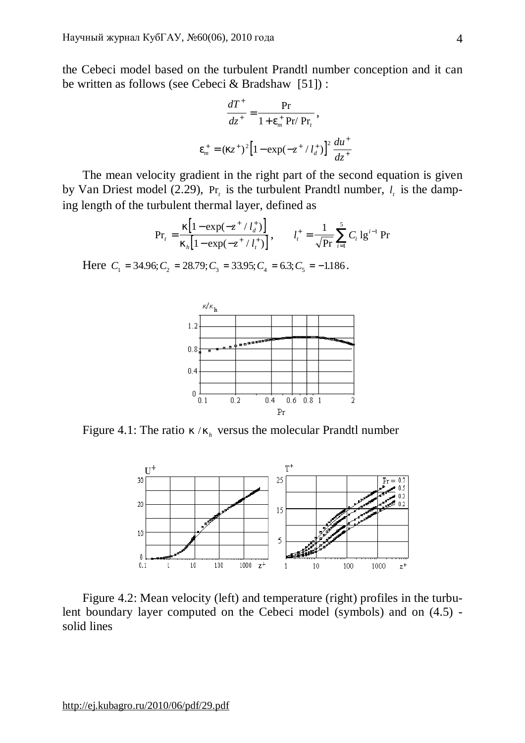the Cebeci model based on the turbulent Prandtl number conception and it can be written as follows (see Cebeci & Bradshaw [51]) :

$$\frac{dT^+}{dz^+} = \frac{\Pr}{1 + \varepsilon_m^+ \Pr/\Pr_t},$$

$$\varepsilon_m^+ = (\kappa z^+)^2 \left[1 - \exp(-z^+/l_d^+)\right]^2 \frac{du^+}{dz^+}$$

The mean velocity gradient in the right part of the second equation is given by Van Driest model (2.29), $\Pr_t$ is the turbulent Prandtl number, $l_t$ is the damping length of the turbulent thermal layer, defined as

$$\Pr_t = \frac{\kappa\left[1 - \exp(-z^+/l_d^+)\right]}{\kappa_h\left[1 - \exp(-z^+/l_t^+)\right]}, \qquad l_t^+ = \frac{1}{\sqrt{\Pr}} \sum_{i=1}^{5} C_i \lg^{i-1} \Pr$$

Here $C_1 = 34.96; C_2 = 28.79; C_3 = 33.95; C_4 = 6.3; C_5 = -1.186$.

Figure 4.1: The ratio $\kappa/\kappa_h$ versus the molecular Prandtl number

Figure 4.2: Mean velocity (left) and temperature (right) profiles in the turbulent boundary layer computed on the Cebeci model (symbols) and on (4.5) - solid lines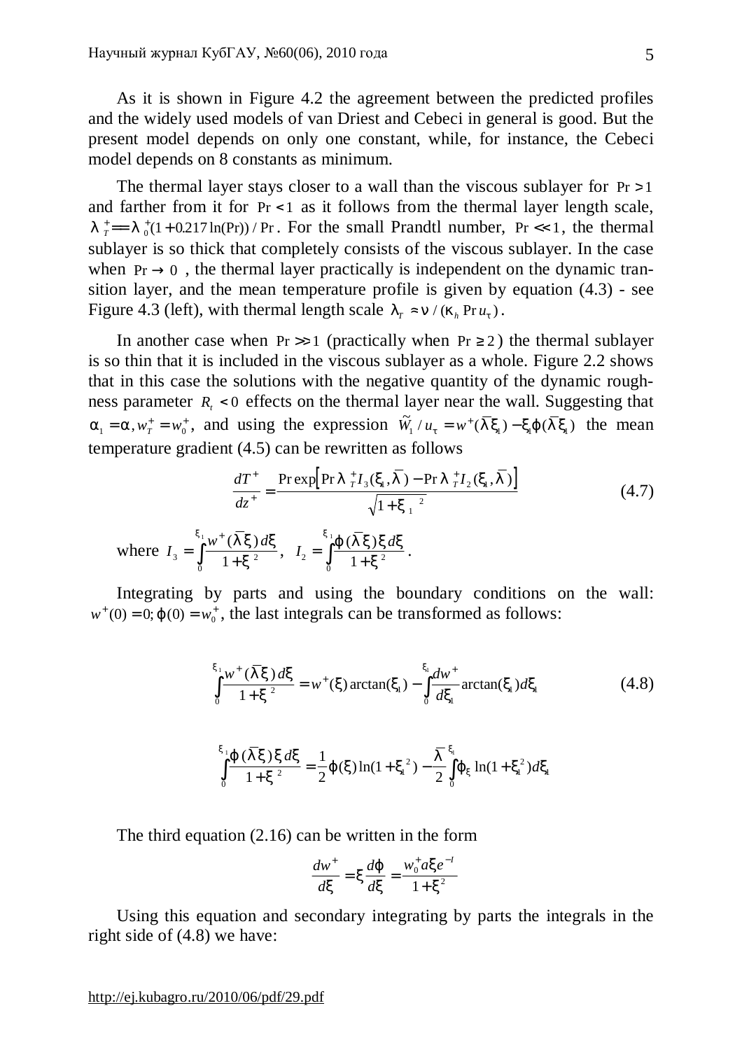As it is shown in Figure 4.2 the agreement between the predicted profiles and the widely used models of van Driest and Cebeci in general is good. But the present model depends on only one constant, while, for instance, the Cebeci model depends on 8 constants as minimum.

The thermal layer stays closer to a wall than the viscous sublayer for $\Pr > 1$ and farther from it for $\Pr < 1$ as it follows from the thermal layer length scale, $\lambda_T^+ = \lambda_0^+ (1 + 0.217 \ln(\Pr)) / \Pr$. For the small Prandtl number, $\Pr << 1$, the thermal sublayer is so thick that completely consists of the viscous sublayer. In the case when $\Pr \to 0$, the thermal layer practically is independent on the dynamic transition layer, and the mean temperature profile is given by equation (4.3) - see Figure 4.3 (left), with thermal length scale $\lambda_T \approx \nu / (\kappa_h \Pr u_\tau)$.

In another case when $\Pr >> 1$ (practically when $\Pr \geq 2$) the thermal sublayer is so thin that it is included in the viscous sublayer as a whole. Figure 2.2 shows that in this case the solutions with the negative quantity of the dynamic roughness parameter $R_t < 0$ effects on the thermal layer near the wall. Suggesting that $\alpha_1 = \alpha, w_T^+ = w_0^+$, and using the expression $\tilde{W}_1 / u_\tau = w^+(\bar{\lambda}\xi_1) - \xi_1 \varphi(\bar{\lambda}\xi_1)$ the mean temperature gradient (4.5) can be rewritten as follows

$$\frac{dT^+}{dz^+} = \frac{\Pr \exp\left[\Pr \lambda_T^+ I_3(\xi_1, \bar{\lambda}) - \Pr \lambda_T^+ I_2(\xi_1, \bar{\lambda})\right]}{\sqrt{1 + \xi_1^{\ 2}}} \tag{4.7}$$

where $I_3 = \int_0^{\xi_1} \frac{w^+(\bar{\lambda}\xi)\, d\xi}{1 + \xi^2}$, $\quad I_2 = \int_0^{\xi_1} \frac{\varphi(\bar{\lambda}\xi)\, \xi\, d\xi}{1 + \xi^2}$.

Integrating by parts and using the boundary conditions on the wall: $w^+(0) = 0; \varphi(0) = w_0^+$, the last integrals can be transformed as follows:

$$\int_0^{\xi_1} \frac{w^+(\bar{\lambda}\xi)\, d\xi}{1 + \xi^2} = w^+(\xi) \arctan(\xi_1) - \int_0^{\xi_1} \frac{dw^+}{d\xi_1} \arctan(\xi_1) d\xi_1 \tag{4.8}$$

$$\int_0^{\xi_1} \frac{\varphi(\bar{\lambda}\xi)\, \xi\, d\xi}{1 + \xi^2} = \frac{1}{2}\varphi(\xi) \ln(1 + \xi_1^{\ 2}) - \frac{\bar{\lambda}}{2} \int_0^{\xi_1} \varphi_\xi \ln(1 + \xi_1^{\ 2}) d\xi_1$$

The third equation (2.16) can be written in the form

$$\frac{dw^+}{d\xi} = \xi \frac{d\varphi}{d\xi} = \frac{w_0^+ a \xi e^{-I}}{1 + \xi^2}$$

Using this equation and secondary integrating by parts the integrals in the right side of (4.8) we have: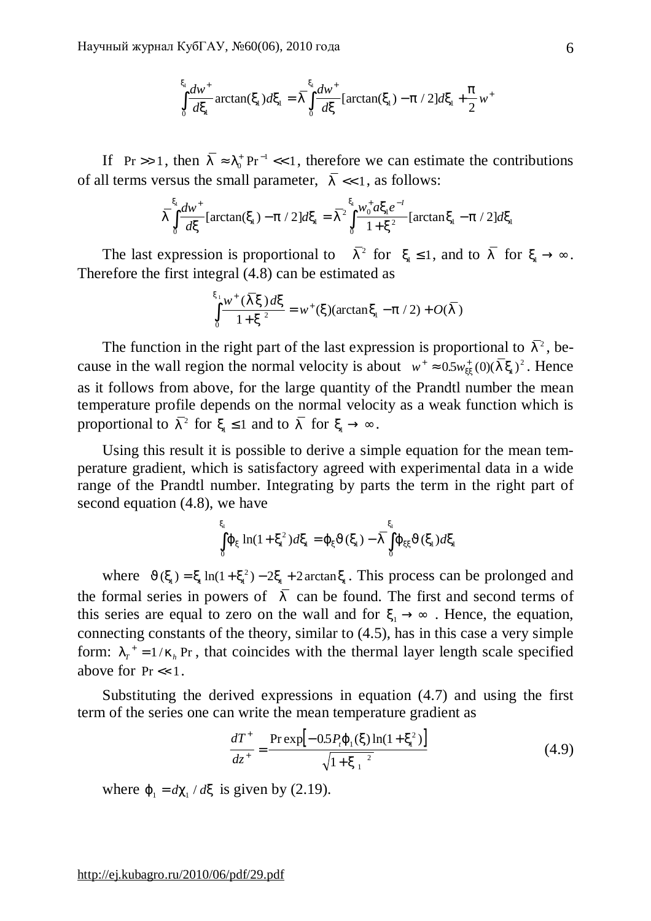$$\int_0^{\xi_1} \frac{dw^+}{d\xi_1} \arctan(\xi_1) d\xi_1 = \bar{\lambda} \int_0^{\xi_1} \frac{dw^+}{d\xi} [\arctan(\xi_1) - \pi/2] d\xi_1 + \frac{\pi}{2} w^+$$

If $\Pr >> 1$, then $\bar{\lambda} \approx \lambda_0^+ \Pr^{-1} << 1$, therefore we can estimate the contributions of all terms versus the small parameter, $\bar{\lambda} << 1$, as follows:

$$\bar{\lambda} \int_0^{\xi_1} \frac{dw^+}{d\xi} [\arctan(\xi_1) - \pi/2] d\xi_1 = \bar{\lambda}^2 \int_0^{\xi_1} \frac{w_0^+ a \xi_1 e^{-I}}{1+\xi^2} [\arctan \xi_1 - \pi/2] d\xi_1$$

The last expression is proportional to $\bar{\lambda}^2$ for $\xi_1 \leq 1$, and to $\bar{\lambda}$ for $\xi_1 \to \infty$. Therefore the first integral (4.8) can be estimated as

$$\int_0^{\xi_1} \frac{w^+(\bar{\lambda}\xi)\, d\xi}{1+\xi^2} = w^+(\xi)(\arctan \xi_1 - \pi/2) + O(\bar{\lambda})$$

The function in the right part of the last expression is proportional to $\bar{\lambda}^2$, because in the wall region the normal velocity is about $w^+ \approx 0.5 w^+_{\xi\xi}(0)(\bar{\lambda}\xi_1)^2$. Hence as it follows from above, for the large quantity of the Prandtl number the mean temperature profile depends on the normal velocity as a weak function which is proportional to $\bar{\lambda}^2$ for $\xi_1 \leq 1$ and to $\bar{\lambda}$ for $\xi_1 \to \infty$.

Using this result it is possible to derive a simple equation for the mean temperature gradient, which is satisfactory agreed with experimental data in a wide range of the Prandtl number. Integrating by parts the term in the right part of second equation (4.8), we have

$$\int_0^{\xi_1} \varphi_\xi \ln(1+\xi_1^2) d\xi_1 = \varphi_\xi \vartheta(\xi_1) - \bar{\lambda} \int_0^{\xi_1} \varphi_{\xi\xi} \vartheta(\xi_1) d\xi_1$$

where $\vartheta(\xi_1) = \xi_1 \ln(1+\xi_1^2) - 2\xi_1 + 2\arctan \xi_1$. This process can be prolonged and the formal series in powers of $\bar{\lambda}$ can be found. The first and second terms of this series are equal to zero on the wall and for $\xi_1 \to \infty$. Hence, the equation, connecting constants of the theory, similar to (4.5), has in this case a very simple form: $\lambda_T^+ = 1/\kappa_h \Pr$, that coincides with the thermal layer length scale specified above for $\Pr << 1$.

Substituting the derived expressions in equation (4.7) and using the first term of the series one can write the mean temperature gradient as

$$\frac{dT^+}{dz^+} = \frac{\Pr \exp\left[-0.5 P_t \varphi_1(\xi) \ln(1+\xi_1^2)\right]}{\sqrt{1+\xi_1^{\ 2}}} \tag{4.9}$$

where $\varphi_1 = d\chi_1 / d\xi$ is given by (2.19).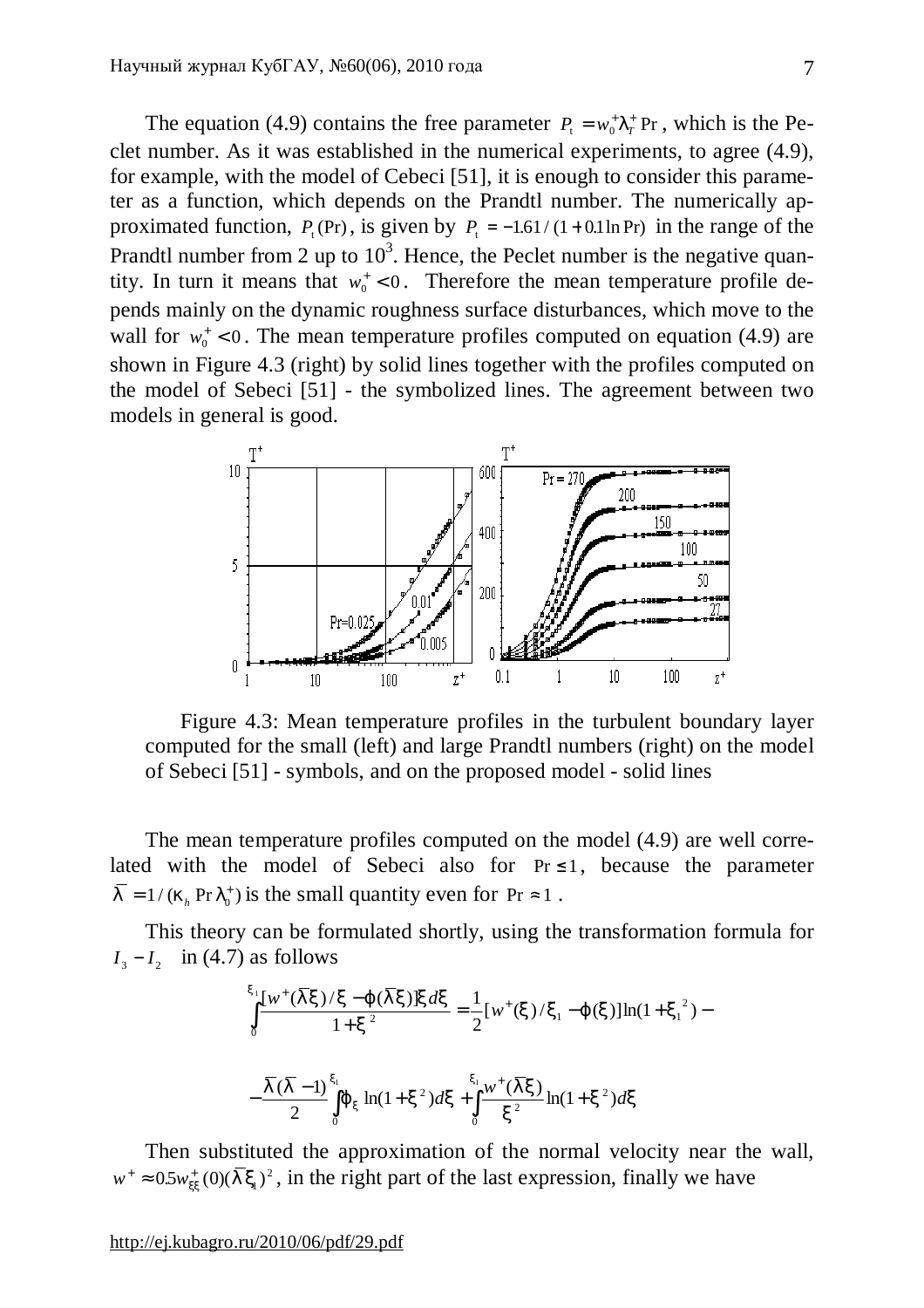The equation (4.9) contains the free parameter $P_t = w_0^+ \lambda_T^+ \Pr$, which is the Peclet number. As it was established in the numerical experiments, to agree (4.9), for example, with the model of Cebeci [51], it is enough to consider this parameter as a function, which depends on the Prandtl number. The numerically approximated function, $P_t(\Pr)$, is given by $P_t = -1.61/(1+0.1\ln \Pr)$ in the range of the Prandtl number from 2 up to $10^3$. Hence, the Peclet number is the negative quantity. In turn it means that $w_0^+ < 0$. Therefore the mean temperature profile depends mainly on the dynamic roughness surface disturbances, which move to the wall for $w_0^+ < 0$. The mean temperature profiles computed on equation (4.9) are shown in Figure 4.3 (right) by solid lines together with the profiles computed on the model of Sebeci [51] - the symbolized lines. The agreement between two models in general is good.

Figure 4.3: Mean temperature profiles in the turbulent boundary layer computed for the small (left) and large Prandtl numbers (right) on the model of Sebeci [51] - symbols, and on the proposed model - solid lines

The mean temperature profiles computed on the model (4.9) are well correlated with the model of Sebeci also for $\Pr \le 1$, because the parameter $\bar{\lambda} = 1/(\kappa_h \Pr \lambda_0^+)$ is the small quantity even for $\Pr \approx 1$.

This theory can be formulated shortly, using the transformation formula for $I_3 - I_2$ in (4.7) as follows

$$\int_0^{\xi_1} \frac{[w^+(\bar{\lambda}\xi)/\xi - \varphi(\bar{\lambda}\xi)]\xi\, d\xi}{1+\xi^2} = \frac{1}{2}[w^+(\xi)/\xi_1 - \varphi(\xi)]\ln(1+\xi_1^{\,2}) -$$

$$-\frac{\bar{\lambda}(\bar{\lambda}-1)}{2}\int_0^{\xi_1} \varphi_\xi \ln(1+\xi^2)\,d\xi + \int_0^{\xi_1} \frac{w^+(\bar{\lambda}\xi)}{\xi^2}\ln(1+\xi^2)\,d\xi$$

Then substituted the approximation of the normal velocity near the wall, $w^+ \approx 0.5 w_{\xi\xi}^+(0)(\bar{\lambda}\xi_1)^2$, in the right part of the last expression, finally we have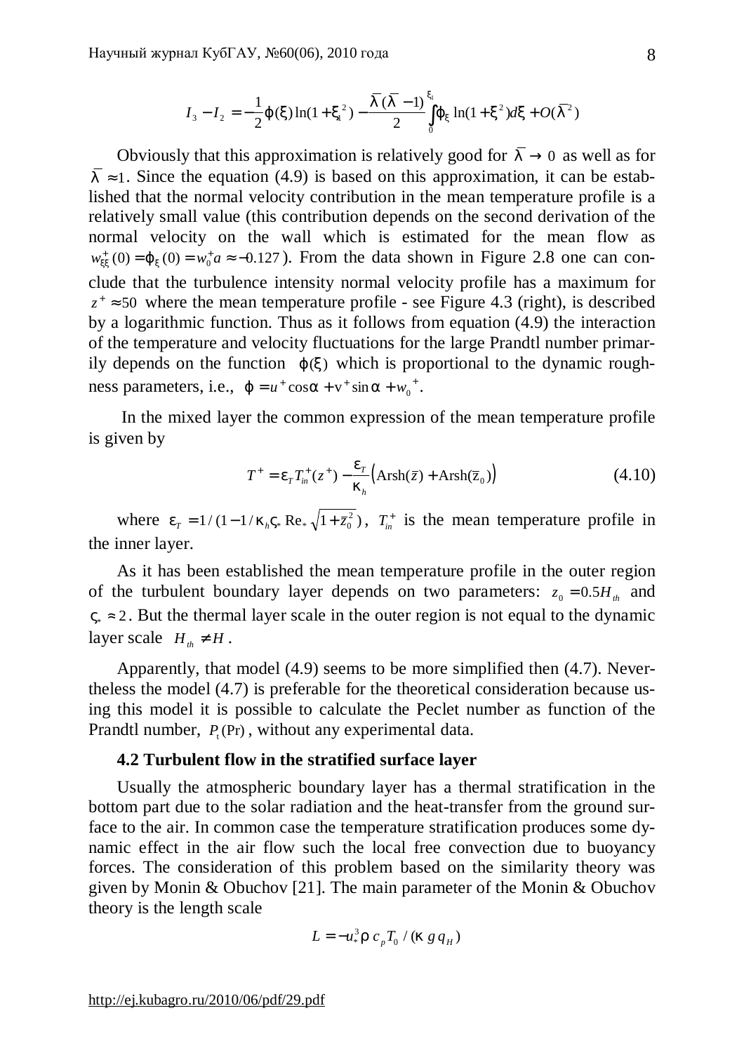$$I_3 - I_2 = -\frac{1}{2}\varphi(\xi)\ln(1+\xi_1^2) - \frac{\bar{\lambda}(\bar{\lambda}-1)}{2}\int_0^{\xi_1}\varphi_\xi \ln(1+\xi^2)d\xi + O(\bar{\lambda}^2)$$

Obviously that this approximation is relatively good for $\bar{\lambda} \to 0$ as well as for $\bar{\lambda} \approx 1$. Since the equation (4.9) is based on this approximation, it can be established that the normal velocity contribution in the mean temperature profile is a relatively small value (this contribution depends on the second derivation of the normal velocity on the wall which is estimated for the mean flow as $w^+_{\xi\xi}(0) = \varphi_\xi(0) = w_0^+ a \approx -0.127$). From the data shown in Figure 2.8 one can conclude that the turbulence intensity normal velocity profile has a maximum for $z^+ \approx 50$ where the mean temperature profile - see Figure 4.3 (right), is described by a logarithmic function. Thus as it follows from equation (4.9) the interaction of the temperature and velocity fluctuations for the large Prandtl number primarily depends on the function $\varphi(\xi)$ which is proportional to the dynamic roughness parameters, i.e., $\varphi = u^+ \cos\alpha + v^+ \sin\alpha + w_0^+$.

In the mixed layer the common expression of the mean temperature profile is given by

$$T^+ = \varepsilon_T T_{in}^+(z^+) - \frac{\varepsilon_T}{\kappa_h}\left(\mathrm{Arsh}(\bar{z}) + \mathrm{Arsh}(\bar{z}_0)\right) \tag{4.10}$$

where $\varepsilon_T = 1/(1 - 1/\kappa_h \varsigma_* \mathrm{Re}_* \sqrt{1+\bar{z}_0^2})$, $T_{in}^+$ is the mean temperature profile in the inner layer.

As it has been established the mean temperature profile in the outer region of the turbulent boundary layer depends on two parameters: $z_0 = 0.5 H_{th}$ and $\varsigma_* \approx 2$. But the thermal layer scale in the outer region is not equal to the dynamic layer scale $H_{th} \neq H$.

Apparently, that model (4.9) seems to be more simplified then (4.7). Nevertheless the model (4.7) is preferable for the theoretical consideration because using this model it is possible to calculate the Peclet number as function of the Prandtl number, $P_t(\mathrm{Pr})$, without any experimental data.

### 4.2 Turbulent flow in the stratified surface layer

Usually the atmospheric boundary layer has a thermal stratification in the bottom part due to the solar radiation and the heat-transfer from the ground surface to the air. In common case the temperature stratification produces some dynamic effect in the air flow such the local free convection due to buoyancy forces. The consideration of this problem based on the similarity theory was given by Monin & Obuchov [21]. The main parameter of the Monin & Obuchov theory is the length scale

$$L = -u_*^3 \rho\, c_p T_0 / (\kappa\, g\, q_H)$$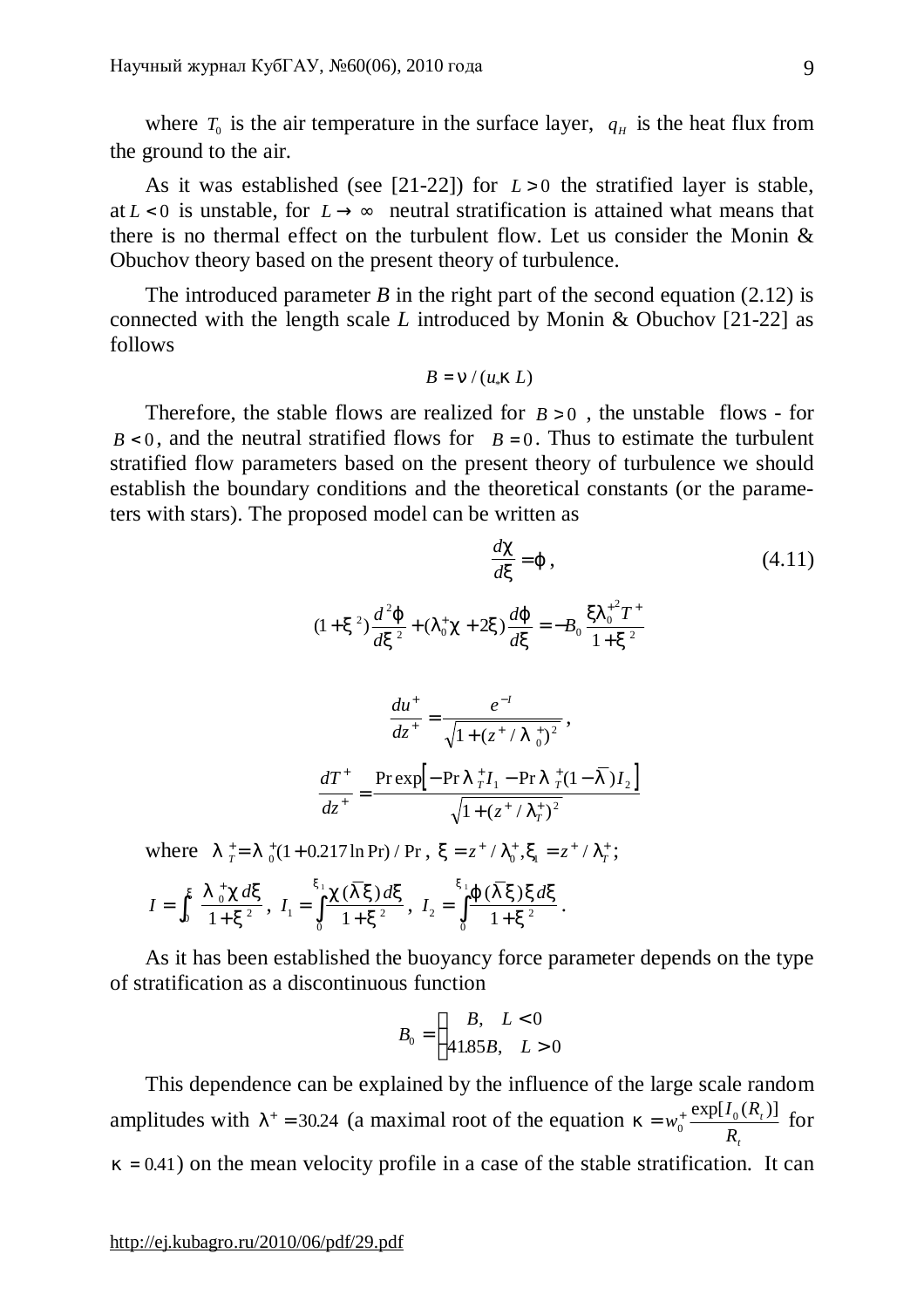where $T_0$ is the air temperature in the surface layer, $q_H$ is the heat flux from the ground to the air.

As it was established (see [21-22]) for $L > 0$ the stratified layer is stable, at $L < 0$ is unstable, for $L \to \infty$ neutral stratification is attained what means that there is no thermal effect on the turbulent flow. Let us consider the Monin & Obuchov theory based on the present theory of turbulence.

The introduced parameter *B* in the right part of the second equation (2.12) is connected with the length scale *L* introduced by Monin & Obuchov [21-22] as follows

$$B = \nu / (u_* \kappa L)$$

Therefore, the stable flows are realized for $B > 0$, the unstable flows - for $B < 0$, and the neutral stratified flows for $B = 0$. Thus to estimate the turbulent stratified flow parameters based on the present theory of turbulence we should establish the boundary conditions and the theoretical constants (or the parameters with stars). The proposed model can be written as

$$\frac{d\chi}{d\xi} = \varphi, \tag{4.11}$$

$$(1+\xi^2)\frac{d^2\varphi}{d\xi^2} + (\lambda_0^+\chi + 2\xi)\frac{d\varphi}{d\xi} = -B_0\frac{\xi\lambda_0^{+2}T^+}{1+\xi^2}$$

$$\frac{du^+}{dz^+} = \frac{e^{-I}}{\sqrt{1+(z^+/\lambda_0^+)^2}},$$

$$\frac{dT^+}{dz^+} = \frac{\Pr \exp\left[-\Pr \lambda_T^+ I_1 - \Pr \lambda_T^+ (1-\bar{\lambda}) I_2\right]}{\sqrt{1+(z^+/\lambda_T^+)^2}}$$

where $\lambda_T^+ = \lambda_0^+(1+0.217\ln \Pr)/\Pr$, $\xi = z^+/\lambda_0^+, \xi_1 = z^+/\lambda_T^+$;

$$I = \int_0^{\xi} \frac{\lambda_0^+\chi\, d\xi}{1+\xi^2},\quad I_1 = \int_0^{\xi_1} \frac{\chi(\bar{\lambda}\xi)\, d\xi}{1+\xi^2},\quad I_2 = \int_0^{\xi_1} \frac{\varphi(\bar{\lambda}\xi)\xi\, d\xi}{1+\xi^2}.$$

As it has been established the buoyancy force parameter depends on the type of stratification as a discontinuous function

$$B_0 = \begin{cases} B, & L < 0 \\ 41.85B, & L > 0 \end{cases}$$

This dependence can be explained by the influence of the large scale random amplitudes with $\lambda^+ = 30.24$ (a maximal root of the equation $\kappa = w_0^+ \frac{\exp[I_0(R_t)]}{R_t}$ for $\kappa = 0.41$) on the mean velocity profile in a case of the stable stratification. It can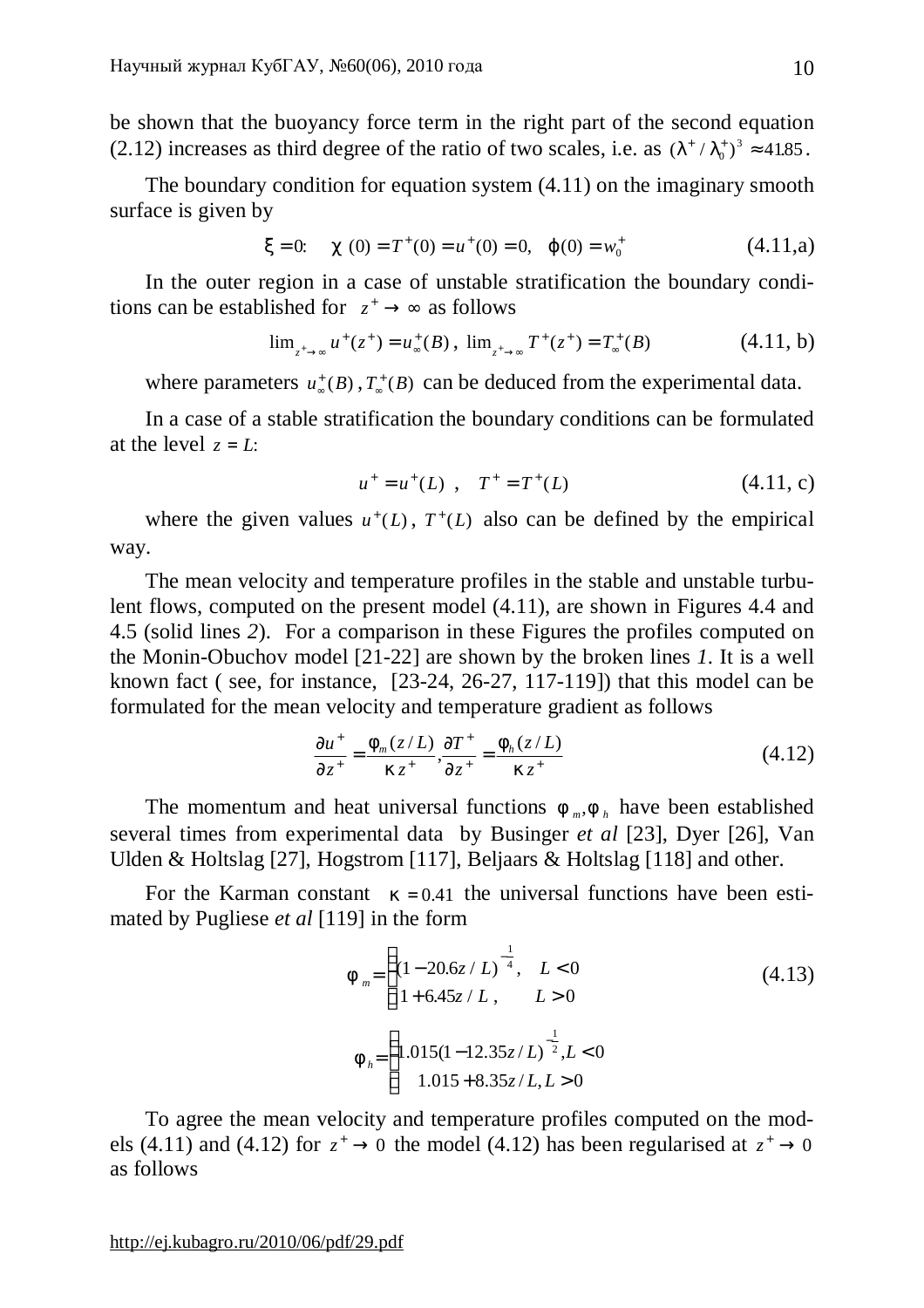be shown that the buoyancy force term in the right part of the second equation (2.12) increases as third degree of the ratio of two scales, i.e. as $(\lambda^+/\lambda_0^+)^3 \approx 41.85$.

The boundary condition for equation system (4.11) on the imaginary smooth surface is given by

$$\xi = 0: \quad \chi(0) = T^+(0) = u^+(0) = 0, \quad \varphi(0) = w_0^+ \tag{4.11,a}$$

In the outer region in a case of unstable stratification the boundary conditions can be established for $z^+ \to \infty$ as follows

$$\lim_{z^+\to\infty} u^+(z^+) = u_\infty^+(B), \ \lim_{z^+\to\infty} T^+(z^+) = T_\infty^+(B) \tag{4.11, b}$$

where parameters $u_\infty^+(B)$, $T_\infty^+(B)$ can be deduced from the experimental data.

In a case of a stable stratification the boundary conditions can be formulated at the level $z = L$:

$$u^+ = u^+(L) \ , \quad T^+ = T^+(L) \tag{4.11, c}$$

where the given values $u^+(L)$, $T^+(L)$ also can be defined by the empirical way.

The mean velocity and temperature profiles in the stable and unstable turbulent flows, computed on the present model (4.11), are shown in Figures 4.4 and 4.5 (solid lines *2*). For a comparison in these Figures the profiles computed on the Monin-Obuchov model [21-22] are shown by the broken lines *1*. It is a well known fact ( see, for instance, [23-24, 26-27, 117-119]) that this model can be formulated for the mean velocity and temperature gradient as follows

$$\frac{\partial u^+}{\partial z^+} = \frac{\varphi_m(z/L)}{\kappa z^+}, \frac{\partial T^+}{\partial z^+} = \frac{\varphi_h(z/L)}{\kappa z^+} \tag{4.12}$$

The momentum and heat universal functions $\varphi_m, \varphi_h$ have been established several times from experimental data by Businger *et al* [23], Dyer [26], Van Ulden & Holtslag [27], Hogstrom [117], Beljaars & Holtslag [118] and other.

For the Karman constant $\kappa = 0.41$ the universal functions have been estimated by Pugliese *et al* [119] in the form

$$\varphi_m = \begin{cases} (1 - 20.6z/L)^{-\frac{1}{4}}, & L < 0 \\ 1 + 6.45z/L\,, & L > 0 \end{cases} \tag{4.13}$$

$$\varphi_h = \begin{cases} 1.015(1 - 12.35z/L)^{-\frac{1}{2}}, L < 0 \\ 1.015 + 8.35z/L, L > 0 \end{cases}$$

To agree the mean velocity and temperature profiles computed on the models (4.11) and (4.12) for $z^+ \to 0$ the model (4.12) has been regularised at $z^+ \to 0$ as follows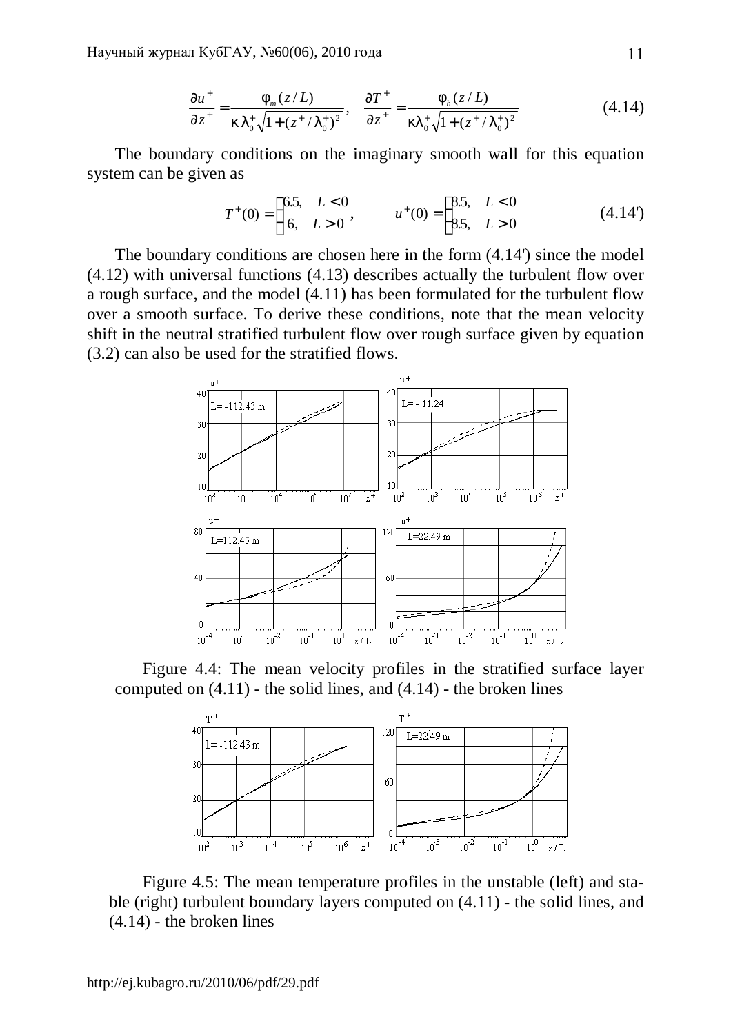$$\frac{\partial u^+}{\partial z^+} = \frac{\phi_m(z/L)}{\kappa\lambda_0^+\sqrt{1+(z^+/\lambda_0^+)^2}}, \quad \frac{\partial T^+}{\partial z^+} = \frac{\phi_h(z/L)}{\kappa\lambda_0^+\sqrt{1+(z^+/\lambda_0^+)^2}} \tag{4.14}$$

The boundary conditions on the imaginary smooth wall for this equation system can be given as

$$T^+(0) = \begin{cases} 6.5, & L < 0 \\ 6, & L > 0 \end{cases}, \qquad u^+(0) = \begin{cases} 3.5, & L < 0 \\ 8.5, & L > 0 \end{cases} \tag{4.14'}$$

The boundary conditions are chosen here in the form (4.14') since the model (4.12) with universal functions (4.13) describes actually the turbulent flow over a rough surface, and the model (4.11) has been formulated for the turbulent flow over a smooth surface. To derive these conditions, note that the mean velocity shift in the neutral stratified turbulent flow over rough surface given by equation (3.2) can also be used for the stratified flows.

Figure 4.4: The mean velocity profiles in the stratified surface layer computed on (4.11) - the solid lines, and (4.14) - the broken lines

Figure 4.5: The mean temperature profiles in the unstable (left) and stable (right) turbulent boundary layers computed on (4.11) - the solid lines, and (4.14) - the broken lines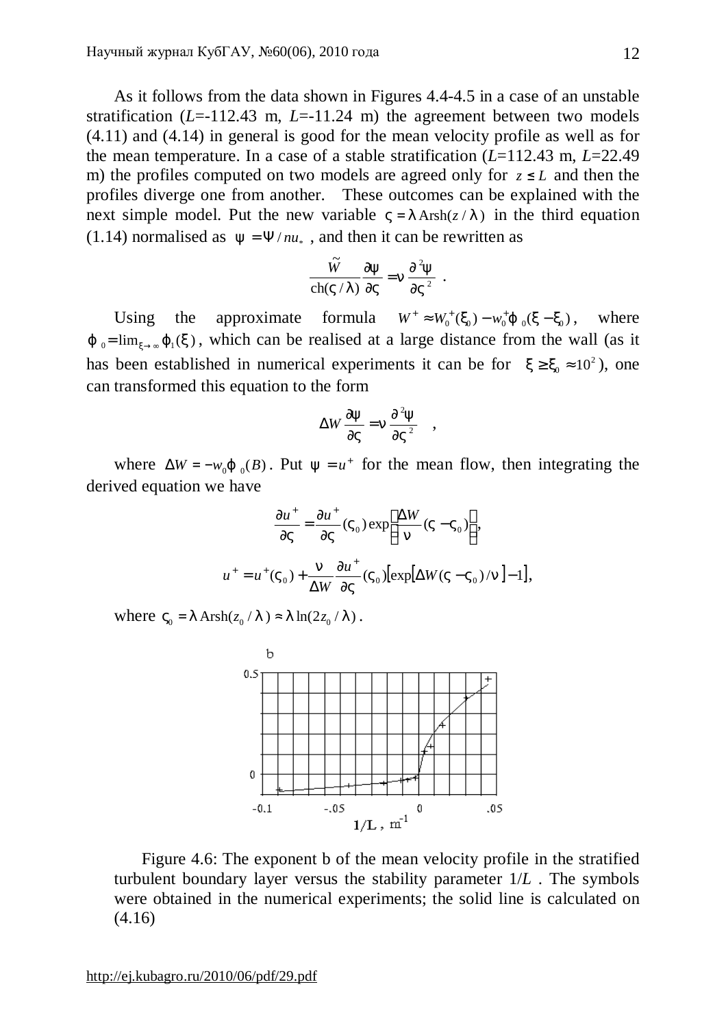As it follows from the data shown in Figures 4.4-4.5 in a case of an unstable stratification ($L$=-112.43 m, $L$=-11.24 m) the agreement between two models (4.11) and (4.14) in general is good for the mean velocity profile as well as for the mean temperature. In a case of a stable stratification ($L$=112.43 m, $L$=22.49 m) the profiles computed on two models are agreed only for $z \le L$ and then the profiles diverge one from another. These outcomes can be explained with the next simple model. Put the new variable $\varsigma = \lambda\,\mathrm{Arsh}(z/\lambda)$ in the third equation (1.14) normalised as $\psi = \Psi / n u_*$ , and then it can be rewritten as

$$\frac{\tilde{W}}{\mathrm{ch}(\varsigma/\lambda)}\frac{\partial \psi}{\partial \varsigma} = \nu \frac{\partial^2 \psi}{\partial \varsigma^2} \ .$$

Using the approximate formula $W^+ \approx W_0^+(\xi_0) - w_0^+ \varphi_0 (\xi - \xi_0)$, where $\varphi_0 = \lim_{\xi \to \infty} \varphi_1(\xi)$, which can be realised at a large distance from the wall (as it has been established in numerical experiments it can be for $\xi \ge \xi_0 \approx 10^2$), one can transformed this equation to the form

$$\Delta W \frac{\partial \psi}{\partial \varsigma} = \nu \frac{\partial^2 \psi}{\partial \varsigma^2} \quad ,$$

where $\Delta W = -w_0 \varphi_0(B)$. Put $\psi = u^+$ for the mean flow, then integrating the derived equation we have

$$\frac{\partial u^+}{\partial \varsigma} = \frac{\partial u^+}{\partial \varsigma}(\varsigma_0) \exp\left(\frac{\Delta W}{\nu}(\varsigma - \varsigma_0)\right),$$

$$u^+ = u^+(\varsigma_0) + \frac{\nu}{\Delta W}\frac{\partial u^+}{\partial \varsigma}(\varsigma_0)\left[\exp\left[\Delta W(\varsigma - \varsigma_0)/\nu\right] - 1\right],$$

where $\varsigma_0 = \lambda\,\mathrm{Arsh}(z_0/\lambda) \approx \lambda \ln(2z_0/\lambda)$.

Figure 4.6: The exponent b of the mean velocity profile in the stratified turbulent boundary layer versus the stability parameter $1/L$ . The symbols were obtained in the numerical experiments; the solid line is calculated on (4.16)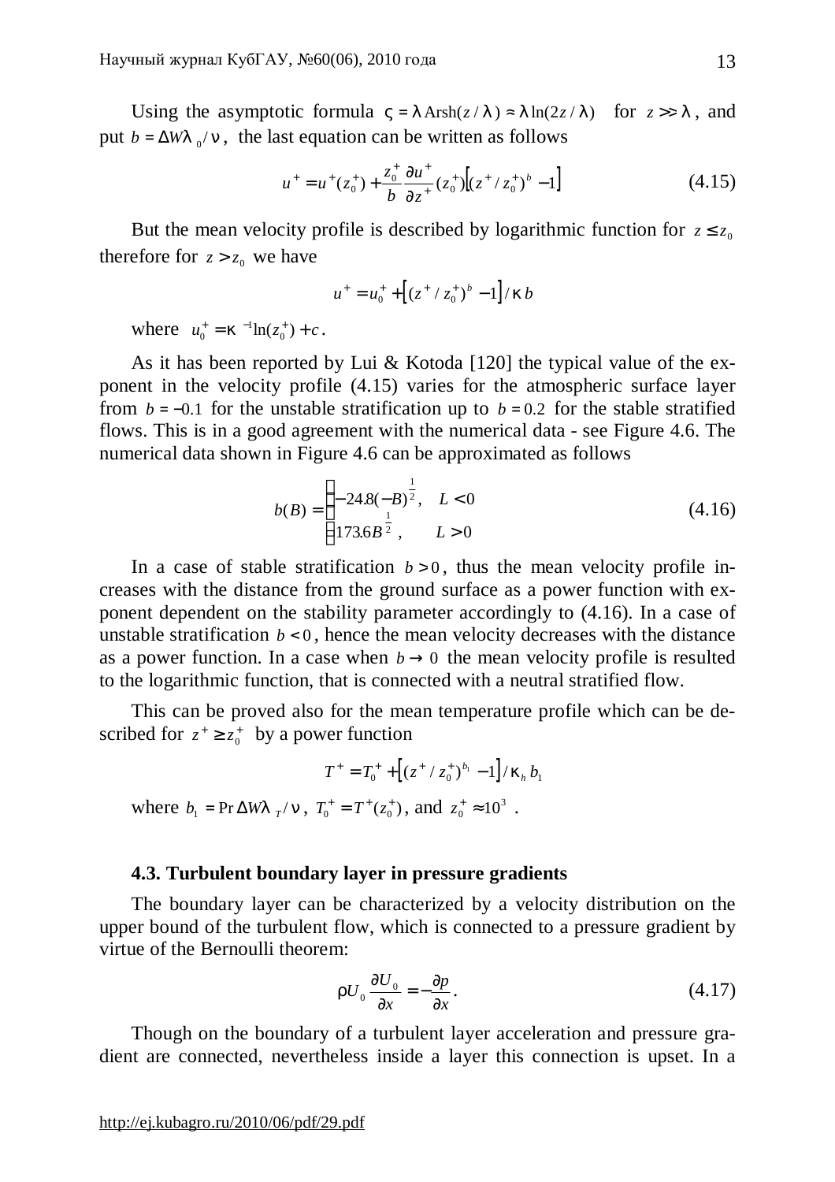Using the asymptotic formula $\varsigma = \lambda\,\mathrm{Arsh}(z/\lambda) \approx \lambda \ln(2z/\lambda)$ for $z >> \lambda$, and put $b = \Delta W \lambda_0 / \nu$, the last equation can be written as follows

$$u^+ = u^+(z_0^+) + \frac{z_0^+}{b}\frac{\partial u^+}{\partial z^+}(z_0^+)\left[(z^+/z_0^+)^b - 1\right] \tag{4.15}$$

But the mean velocity profile is described by logarithmic function for $z \le z_0$ therefore for $z > z_0$ we have

$$u^+ = u_0^+ + \left[(z^+/z_0^+)^b - 1\right]/\kappa b$$

where $u_0^+ = \kappa^{-1}\ln(z_0^+) + c$.

As it has been reported by Lui & Kotoda [120] the typical value of the exponent in the velocity profile (4.15) varies for the atmospheric surface layer from $b = -0.1$ for the unstable stratification up to $b = 0.2$ for the stable stratified flows. This is in a good agreement with the numerical data - see Figure 4.6. The numerical data shown in Figure 4.6 can be approximated as follows

$$b(B) = \begin{cases} -24.8(-B)^{\frac{1}{2}}, & L < 0 \\ 173.6B^{\frac{1}{2}}, & L > 0 \end{cases} \tag{4.16}$$

In a case of stable stratification $b > 0$, thus the mean velocity profile increases with the distance from the ground surface as a power function with exponent dependent on the stability parameter accordingly to (4.16). In a case of unstable stratification $b < 0$, hence the mean velocity decreases with the distance as a power function. In a case when $b \to 0$ the mean velocity profile is resulted to the logarithmic function, that is connected with a neutral stratified flow.

This can be proved also for the mean temperature profile which can be described for $z^+ \ge z_0^+$ by a power function

$$T^+ = T_0^+ + \left[(z^+/z_0^+)^{b_1} - 1\right]/\kappa_h b_1$$

where $b_1 = \Pr \Delta W \lambda_T / \nu$, $T_0^+ = T^+(z_0^+)$, and $z_0^+ \approx 10^3$ .

### 4.3. Turbulent boundary layer in pressure gradients

The boundary layer can be characterized by a velocity distribution on the upper bound of the turbulent flow, which is connected to a pressure gradient by virtue of the Bernoulli theorem:

$$\rho U_0 \frac{\partial U_0}{\partial x} = -\frac{\partial p}{\partial x}. \tag{4.17}$$

Though on the boundary of a turbulent layer acceleration and pressure gradient are connected, nevertheless inside a layer this connection is upset. In a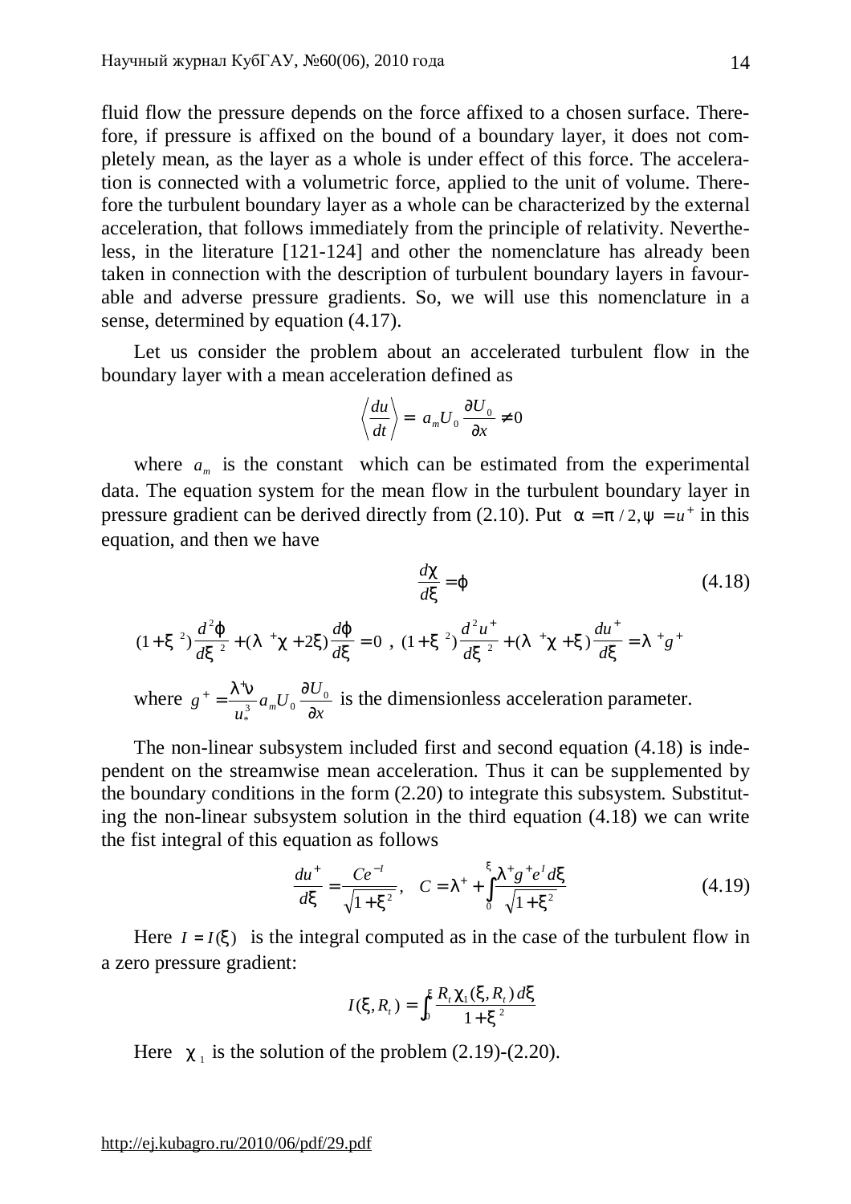fluid flow the pressure depends on the force affixed to a chosen surface. Therefore, if pressure is affixed on the bound of a boundary layer, it does not completely mean, as the layer as a whole is under effect of this force. The acceleration is connected with a volumetric force, applied to the unit of volume. Therefore the turbulent boundary layer as a whole can be characterized by the external acceleration, that follows immediately from the principle of relativity. Nevertheless, in the literature [121-124] and other the nomenclature has already been taken in connection with the description of turbulent boundary layers in favourable and adverse pressure gradients. So, we will use this nomenclature in a sense, determined by equation (4.17).

Let us consider the problem about an accelerated turbulent flow in the boundary layer with a mean acceleration defined as

$$\left\langle \frac{du}{dt} \right\rangle = a_m U_0 \frac{\partial U_0}{\partial x} \neq 0$$

where $a_m$ is the constant which can be estimated from the experimental data. The equation system for the mean flow in the turbulent boundary layer in pressure gradient can be derived directly from (2.10). Put $\alpha = \pi/2, \psi = u^+$ in this equation, and then we have

$$\frac{d\chi}{d\xi} = \varphi \tag{4.18}$$

$$(1+\xi^2)\frac{d^2\varphi}{d\xi^2} + (\lambda^+\chi + 2\xi)\frac{d\varphi}{d\xi} = 0\ ,\ (1+\xi^2)\frac{d^2u^+}{d\xi^2} + (\lambda^+\chi + \xi)\frac{du^+}{d\xi} = \lambda^+ g^+$$

where $g^+ = \frac{\lambda^+\nu}{u_*^3} a_m U_0 \frac{\partial U_0}{\partial x}$ is the dimensionless acceleration parameter.

The non-linear subsystem included first and second equation (4.18) is independent on the streamwise mean acceleration. Thus it can be supplemented by the boundary conditions in the form (2.20) to integrate this subsystem. Substituting the non-linear subsystem solution in the third equation (4.18) we can write the fist integral of this equation as follows

$$\frac{du^+}{d\xi} = \frac{Ce^{-I}}{\sqrt{1+\xi^2}},\quad C = \lambda^+ + \int_0^{\xi} \frac{\lambda^+ g^+ e^I d\xi}{\sqrt{1+\xi^2}} \tag{4.19}$$

Here $I = I(\xi)$ is the integral computed as in the case of the turbulent flow in a zero pressure gradient:

$$I(\xi, R_t) = \int_0^{\xi} \frac{R_t \chi_1(\xi, R_t)\, d\xi}{1+\xi^2}$$

Here $\chi_1$ is the solution of the problem (2.19)-(2.20).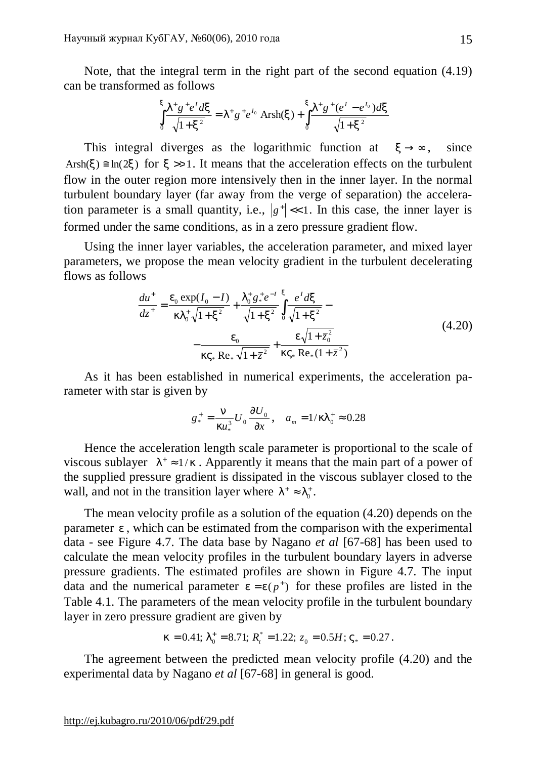Note, that the integral term in the right part of the second equation (4.19) can be transformed as follows

$$\int_0^{\xi} \frac{\lambda^+ g^+ e^I d\xi}{\sqrt{1+\xi^2}} = \lambda^+ g^+ e^{I_0}\,\mathrm{Arsh}(\xi) + \int_0^{\xi} \frac{\lambda^+ g^+ (e^I - e^{I_0}) d\xi}{\sqrt{1+\xi^2}}$$

This integral diverges as the logarithmic function at $\xi \to \infty$, since $\mathrm{Arsh}(\xi) \cong \ln(2\xi)$ for $\xi >> 1$. It means that the acceleration effects on the turbulent flow in the outer region more intensively then in the inner layer. In the normal turbulent boundary layer (far away from the verge of separation) the acceleration parameter is a small quantity, i.e., $|g^+| << 1$. In this case, the inner layer is formed under the same conditions, as in a zero pressure gradient flow.

Using the inner layer variables, the acceleration parameter, and mixed layer parameters, we propose the mean velocity gradient in the turbulent decelerating flows as follows

$$\frac{du^+}{dz^+} = \frac{\varepsilon_0 \exp(I_0 - I)}{\kappa \lambda_0^+ \sqrt{1+\xi^2}} + \frac{\lambda_0^+ g_*^+ e^{-I}}{\sqrt{1+\xi^2}} \int_0^{\xi} \frac{e^I d\xi}{\sqrt{1+\xi^2}} - \\ - \frac{\varepsilon_0}{\kappa \varsigma_* \,\mathrm{Re}_* \sqrt{1+\bar{z}^2}} + \frac{\varepsilon \sqrt{1+\bar{z}_0^2}}{\kappa \varsigma_* \,\mathrm{Re}_* (1+\bar{z}^2)} \tag{4.20}$$

As it has been established in numerical experiments, the acceleration parameter with star is given by

$$g_*^+ = \frac{\nu}{\kappa u_*^3} U_0 \frac{\partial U_0}{\partial x}, \quad a_m = 1/\kappa \lambda_0^+ \approx 0.28$$

Hence the acceleration length scale parameter is proportional to the scale of viscous sublayer $\lambda^+ \approx 1/\kappa$. Apparently it means that the main part of a power of the supplied pressure gradient is dissipated in the viscous sublayer closed to the wall, and not in the transition layer where $\lambda^+ \approx \lambda_0^+$.

The mean velocity profile as a solution of the equation (4.20) depends on the parameter $\varepsilon$, which can be estimated from the comparison with the experimental data - see Figure 4.7. The data base by Nagano *et al* [67-68] has been used to calculate the mean velocity profiles in the turbulent boundary layers in adverse pressure gradients. The estimated profiles are shown in Figure 4.7. The input data and the numerical parameter $\varepsilon = \varepsilon(p^+)$ for these profiles are listed in the Table 4.1. The parameters of the mean velocity profile in the turbulent boundary layer in zero pressure gradient are given by

$$\kappa = 0.41;\ \lambda_0^+ = 8.71;\ R_t^* = 1.22;\ z_0 = 0.5H;\ \varsigma_* = 0.27.$$

The agreement between the predicted mean velocity profile (4.20) and the experimental data by Nagano *et al* [67-68] in general is good.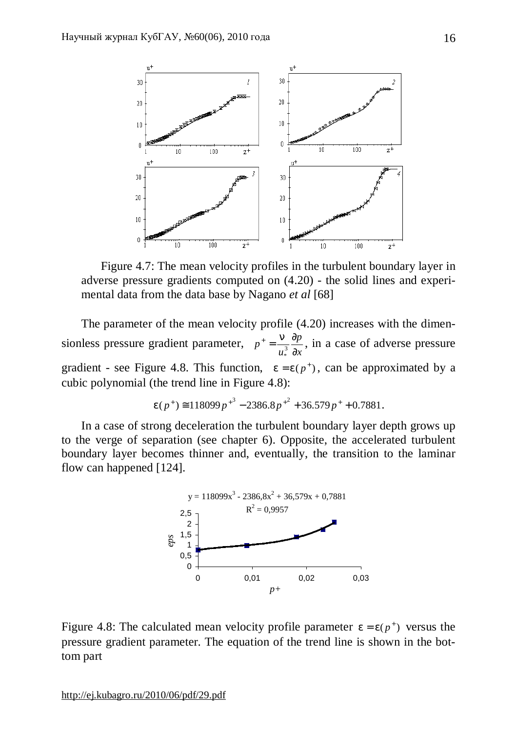Figure 4.7: The mean velocity profiles in the turbulent boundary layer in adverse pressure gradients computed on (4.20) - the solid lines and experimental data from the data base by Nagano *et al* [68]

The parameter of the mean velocity profile (4.20) increases with the dimensionless pressure gradient parameter, $p^+ = \frac{\nu}{u_*^3}\frac{\partial p}{\partial x}$, in a case of adverse pressure gradient - see Figure 4.8. This function, $\varepsilon = \varepsilon(p^+)$, can be approximated by a cubic polynomial (the trend line in Figure 4.8):

$$\varepsilon(p^+) \cong 118099 p^{+^3} - 2386.8 p^{+^2} + 36.579 p^+ + 0.7881.$$

In a case of strong deceleration the turbulent boundary layer depth grows up to the verge of separation (see chapter 6). Opposite, the accelerated turbulent boundary layer becomes thinner and, eventually, the transition to the laminar flow can happened [124].

Figure 4.8: The calculated mean velocity profile parameter $\varepsilon = \varepsilon(p^+)$ versus the pressure gradient parameter. The equation of the trend line is shown in the bottom part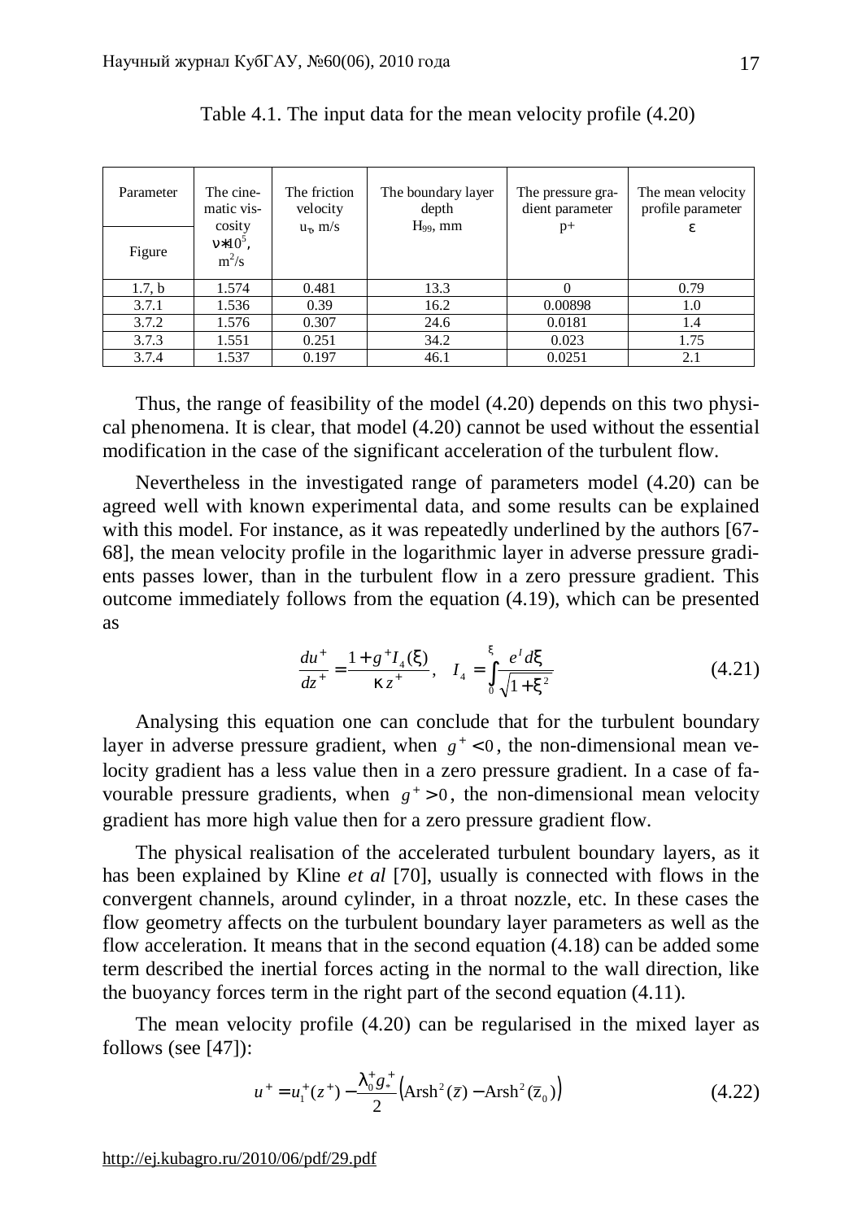Table 4.1. The input data for the mean velocity profile (4.20)

| Parameter / Figure | The cinematic viscosity $\nu * 10^5$, $m^2/s$ | The friction velocity $u_\tau$, m/s | The boundary layer depth $H_{99}$, mm | The pressure gradient parameter p+ | The mean velocity profile parameter $\varepsilon$ |
|---|---|---|---|---|---|
| 1.7, b | 1.574 | 0.481 | 13.3 | 0 | 0.79 |
| 3.7.1 | 1.536 | 0.39 | 16.2 | 0.00898 | 1.0 |
| 3.7.2 | 1.576 | 0.307 | 24.6 | 0.0181 | 1.4 |
| 3.7.3 | 1.551 | 0.251 | 34.2 | 0.023 | 1.75 |
| 3.7.4 | 1.537 | 0.197 | 46.1 | 0.0251 | 2.1 |

Thus, the range of feasibility of the model (4.20) depends on this two physical phenomena. It is clear, that model (4.20) cannot be used without the essential modification in the case of the significant acceleration of the turbulent flow.

Nevertheless in the investigated range of parameters model (4.20) can be agreed well with known experimental data, and some results can be explained with this model. For instance, as it was repeatedly underlined by the authors [67-68], the mean velocity profile in the logarithmic layer in adverse pressure gradients passes lower, than in the turbulent flow in a zero pressure gradient. This outcome immediately follows from the equation (4.19), which can be presented as

$$\frac{du^+}{dz^+} = \frac{1 + g^+ I_4(\xi)}{\kappa z^+}, \quad I_4 = \int_0^{\xi} \frac{e^I d\xi}{\sqrt{1+\xi^2}} \tag{4.21}$$

Analysing this equation one can conclude that for the turbulent boundary layer in adverse pressure gradient, when $g^+ < 0$, the non-dimensional mean velocity gradient has a less value then in a zero pressure gradient. In a case of favourable pressure gradients, when $g^+ > 0$, the non-dimensional mean velocity gradient has more high value then for a zero pressure gradient flow.

The physical realisation of the accelerated turbulent boundary layers, as it has been explained by Kline *et al* [70], usually is connected with flows in the convergent channels, around cylinder, in a throat nozzle, etc. In these cases the flow geometry affects on the turbulent boundary layer parameters as well as the flow acceleration. It means that in the second equation (4.18) can be added some term described the inertial forces acting in the normal to the wall direction, like the buoyancy forces term in the right part of the second equation (4.11).

The mean velocity profile (4.20) can be regularised in the mixed layer as follows (see [47]):

$$u^+ = u_1^+(z^+) - \frac{\lambda_0^+ g_*^+}{2}\left(\mathrm{Arsh}^2(\bar{z}) - \mathrm{Arsh}^2(\bar{z}_0)\right) \tag{4.22}$$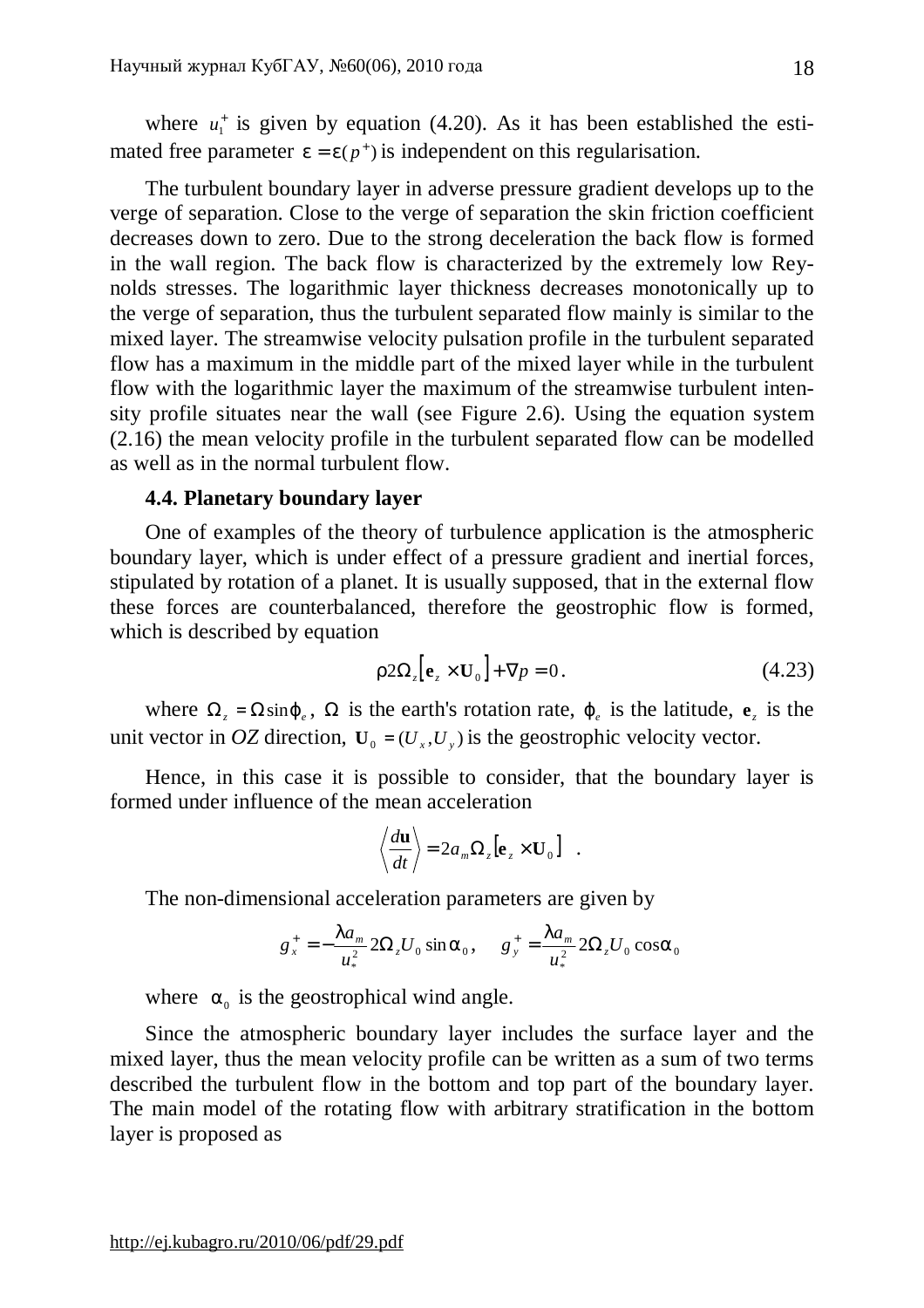where $u_1^+$ is given by equation (4.20). As it has been established the estimated free parameter $\varepsilon = \varepsilon(p^+)$ is independent on this regularisation.

The turbulent boundary layer in adverse pressure gradient develops up to the verge of separation. Close to the verge of separation the skin friction coefficient decreases down to zero. Due to the strong deceleration the back flow is formed in the wall region. The back flow is characterized by the extremely low Reynolds stresses. The logarithmic layer thickness decreases monotonically up to the verge of separation, thus the turbulent separated flow mainly is similar to the mixed layer. The streamwise velocity pulsation profile in the turbulent separated flow has a maximum in the middle part of the mixed layer while in the turbulent flow with the logarithmic layer the maximum of the streamwise turbulent intensity profile situates near the wall (see Figure 2.6). Using the equation system (2.16) the mean velocity profile in the turbulent separated flow can be modelled as well as in the normal turbulent flow.

### 4.4. Planetary boundary layer

One of examples of the theory of turbulence application is the atmospheric boundary layer, which is under effect of a pressure gradient and inertial forces, stipulated by rotation of a planet. It is usually supposed, that in the external flow these forces are counterbalanced, therefore the geostrophic flow is formed, which is described by equation

$$\rho 2\Omega_z \left[\mathbf{e}_z \times \mathbf{U}_0\right] + \nabla p = 0. \qquad (4.23)$$

where $\Omega_z = \Omega \sin\varphi_e$, $\Omega$ is the earth's rotation rate, $\varphi_e$ is the latitude, $\mathbf{e}_z$ is the unit vector in *OZ* direction, $\mathbf{U}_0 = (U_x, U_y)$ is the geostrophic velocity vector.

Hence, in this case it is possible to consider, that the boundary layer is formed under influence of the mean acceleration

$$\left\langle \frac{d\mathbf{u}}{dt} \right\rangle = 2a_m \Omega_z \left[\mathbf{e}_z \times \mathbf{U}_0\right] \quad .$$

The non-dimensional acceleration parameters are given by

$$g_x^+ = -\frac{\lambda a_m}{u_*^2} 2\Omega_z U_0 \sin\alpha_0, \qquad g_y^+ = \frac{\lambda a_m}{u_*^2} 2\Omega_z U_0 \cos\alpha_0$$

where $\alpha_0$ is the geostrophical wind angle.

Since the atmospheric boundary layer includes the surface layer and the mixed layer, thus the mean velocity profile can be written as a sum of two terms described the turbulent flow in the bottom and top part of the boundary layer. The main model of the rotating flow with arbitrary stratification in the bottom layer is proposed as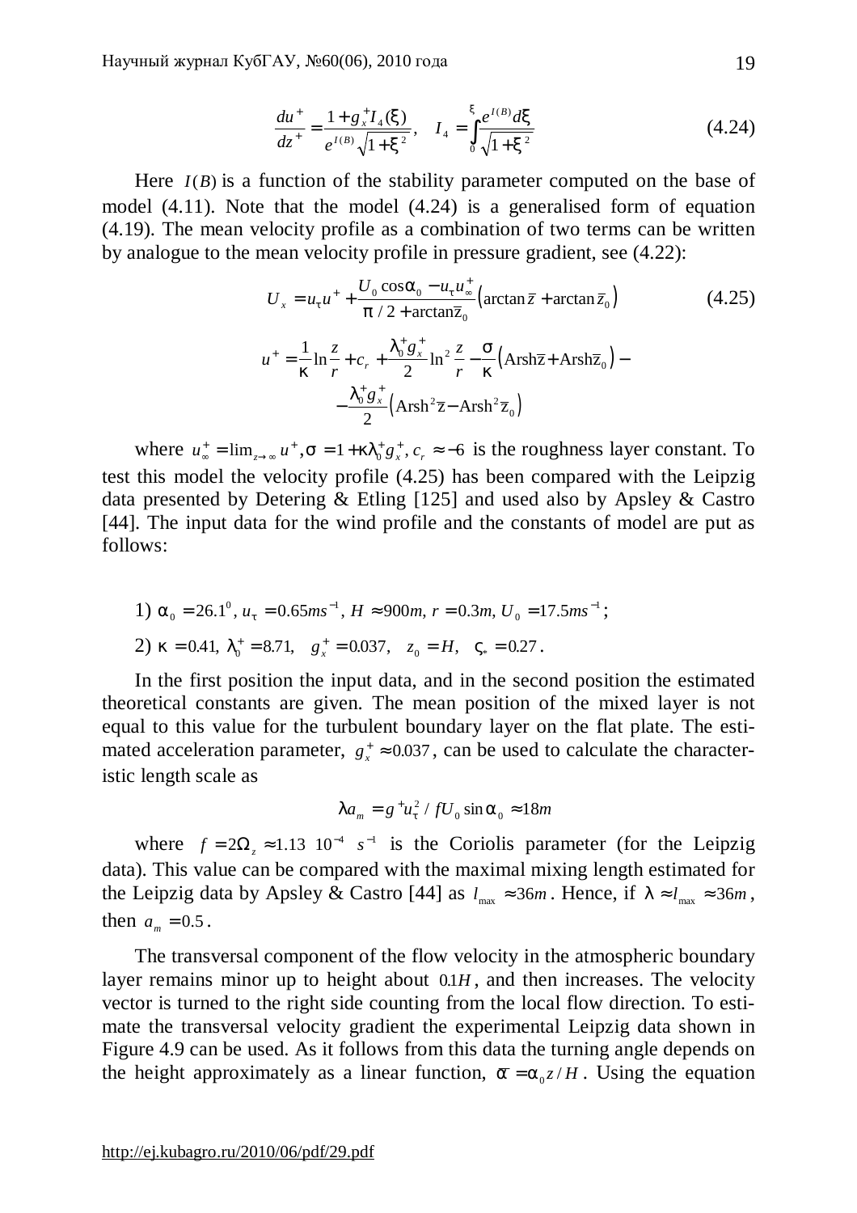$$\frac{du^+}{dz^+} = \frac{1 + g_x^+ I_4(\xi)}{e^{I(B)}\sqrt{1+\xi^2}}, \quad I_4 = \int_0^{\xi} \frac{e^{I(B)}d\xi}{\sqrt{1+\xi^2}} \tag{4.24}$$

Here $I(B)$ is a function of the stability parameter computed on the base of model (4.11). Note that the model (4.24) is a generalised form of equation (4.19). The mean velocity profile as a combination of two terms can be written by analogue to the mean velocity profile in pressure gradient, see (4.22):

$$U_x = u_\tau u^+ + \frac{U_0 \cos\alpha_0 - u_\tau u_\infty^+}{\pi/2 + \arctan\bar{z}_0}\left(\arctan\bar{z} + \arctan\bar{z}_0\right) \tag{4.25}$$

$$u^+ = \frac{1}{\kappa}\ln\frac{z}{r} + c_r + \frac{\lambda_0^+ g_x^+}{2}\ln^2\frac{z}{r} - \frac{\sigma}{\kappa}\left(\mathrm{Arsh}\bar{z} + \mathrm{Arsh}\bar{z}_0\right) -$$
$$-\frac{\lambda_0^+ g_x^+}{2}\left(\mathrm{Arsh}^2\bar{z} - \mathrm{Arsh}^2\bar{z}_0\right)$$

where $u_\infty^+ = \lim_{z\to\infty} u^+, \sigma = 1 + \kappa\lambda_0^+ g_x^+, c_r \approx -6$ is the roughness layer constant. To test this model the velocity profile (4.25) has been compared with the Leipzig data presented by Detering & Etling [125] and used also by Apsley & Castro [44]. The input data for the wind profile and the constants of model are put as follows:

1) $\alpha_0 = 26.1^0,\ u_\tau = 0.65ms^{-1},\ H \approx 900m,\ r = 0.3m,\ U_0 = 17.5ms^{-1}$;

2) $\kappa = 0.41,\ \lambda_0^+ = 8.71,\quad g_x^+ = 0.037,\quad z_0 = H,\quad \varsigma_* = 0.27$.

In the first position the input data, and in the second position the estimated theoretical constants are given. The mean position of the mixed layer is not equal to this value for the turbulent boundary layer on the flat plate. The estimated acceleration parameter, $g_x^+ \approx 0.037$, can be used to calculate the characteristic length scale as

$$\lambda a_m = g^+ u_\tau^2 / fU_0 \sin\alpha_0 \approx 18m$$

where $f = 2\Omega_z \approx 1.13\ 10^{-4}\ s^{-1}$ is the Coriolis parameter (for the Leipzig data). This value can be compared with the maximal mixing length estimated for the Leipzig data by Apsley & Castro [44] as $l_{\max} \approx 36m$. Hence, if $\lambda \approx l_{\max} \approx 36m$, then $a_m = 0.5$.

The transversal component of the flow velocity in the atmospheric boundary layer remains minor up to height about $0.1H$, and then increases. The velocity vector is turned to the right side counting from the local flow direction. To estimate the transversal velocity gradient the experimental Leipzig data shown in Figure 4.9 can be used. As it follows from this data the turning angle depends on the height approximately as a linear function, $\alpha = \alpha_0 z / H$. Using the equation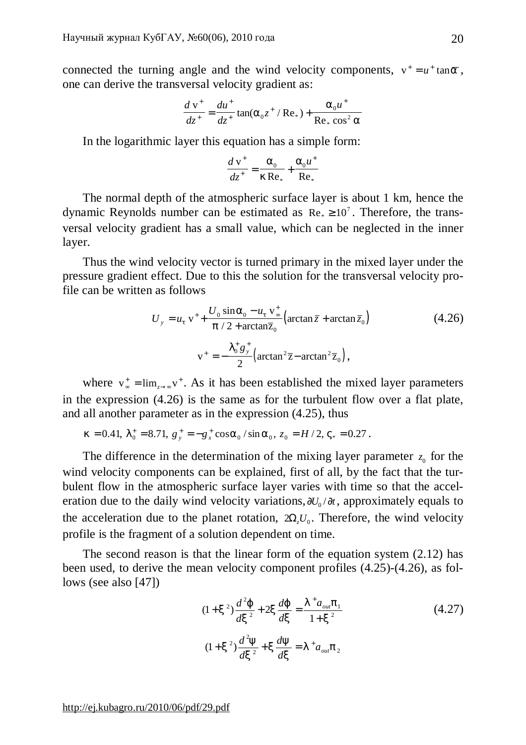connected the turning angle and the wind velocity components, $v^+ = u^+ \tan\alpha$, one can derive the transversal velocity gradient as:

$$\frac{d\,v^+}{dz^+} = \frac{du^+}{dz^+}\tan(\alpha_0 z^+/\mathrm{Re}_*) + \frac{\alpha_0 u^+}{\mathrm{Re}_* \cos^2\alpha}$$

In the logarithmic layer this equation has a simple form:

$$\frac{d\,v^+}{dz^+} = \frac{\alpha_0}{\kappa\,\mathrm{Re}_*} + \frac{\alpha_0 u^+}{\mathrm{Re}_*}$$

The normal depth of the atmospheric surface layer is about 1 km, hence the dynamic Reynolds number can be estimated as $\mathrm{Re}_* \geq 10^7$. Therefore, the transversal velocity gradient has a small value, which can be neglected in the inner layer.

Thus the wind velocity vector is turned primary in the mixed layer under the pressure gradient effect. Due to this the solution for the transversal velocity profile can be written as follows

$$U_y = u_\tau v^+ + \frac{U_0 \sin\alpha_0 - u_\tau v_\infty^+}{\pi/2 + \arctan\bar{z}_0}\left(\arctan\bar{z} + \arctan\bar{z}_0\right) \tag{4.26}$$

$$v^+ = -\frac{\lambda_0^+ g_y^+}{2}\left(\arctan^2\bar{z} - \arctan^2\bar{z}_0\right),$$

where $v_\infty^+ = \lim_{z\to\infty} v^+$. As it has been established the mixed layer parameters in the expression (4.26) is the same as for the turbulent flow over a flat plate, and all another parameter as in the expression (4.25), thus

$$\kappa = 0.41,\ \lambda_0^+ = 8.71,\ g_y^+ = -g_x^+\cos\alpha_0/\sin\alpha_0,\ z_0 = H/2,\ \varsigma_* = 0.27.$$

The difference in the determination of the mixing layer parameter $z_0$ for the wind velocity components can be explained, first of all, by the fact that the turbulent flow in the atmospheric surface layer varies with time so that the acceleration due to the daily wind velocity variations, $\partial U_0/\partial t$, approximately equals to the acceleration due to the planet rotation, $2\Omega_z U_0$. Therefore, the wind velocity profile is the fragment of a solution dependent on time.

The second reason is that the linear form of the equation system (2.12) has been used, to derive the mean velocity component profiles (4.25)-(4.26), as follows (see also [47])

$$(1+\xi^2)\frac{d^2\varphi}{d\xi^2} + 2\xi\frac{d\varphi}{d\xi} = \frac{\lambda^+ a_{out}\pi_1}{1+\xi^2} \tag{4.27}$$

$$(1+\xi^2)\frac{d^2\psi}{d\xi^2} + \xi\frac{d\psi}{d\xi} = \lambda^+ a_{out}\pi_2$$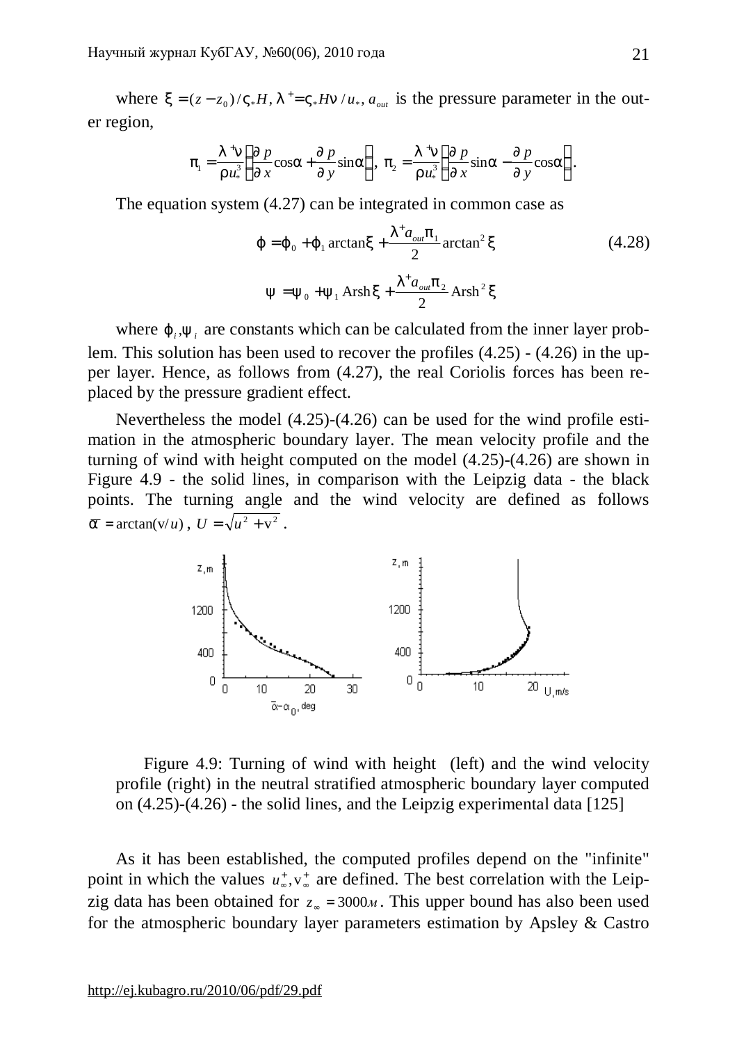where $\xi = (z - z_0)/\varsigma_* H$, $\lambda^+ = \varsigma_* H\nu / u_*$, $a_{out}$ is the pressure parameter in the outer region,

$$\pi_1 = \frac{\lambda^+ \nu}{\rho u_*^3}\left(\frac{\partial p}{\partial x}\cos\alpha + \frac{\partial p}{\partial y}\sin\alpha\right),\ \pi_2 = \frac{\lambda^+ \nu}{\rho u_*^3}\left(\frac{\partial p}{\partial x}\sin\alpha - \frac{\partial p}{\partial y}\cos\alpha\right).$$

The equation system (4.27) can be integrated in common case as

$$\varphi = \varphi_0 + \varphi_1 \arctan\xi + \frac{\lambda^+ a_{out}\pi_1}{2}\arctan^2\xi \tag{4.28}$$

$$\psi = \psi_0 + \psi_1 \,\mathrm{Arsh}\,\xi + \frac{\lambda^+ a_{out}\pi_2}{2}\mathrm{Arsh}^2\,\xi$$

where $\varphi_i, \psi_i$ are constants which can be calculated from the inner layer problem. This solution has been used to recover the profiles (4.25) - (4.26) in the upper layer. Hence, as follows from (4.27), the real Coriolis forces has been replaced by the pressure gradient effect.

Nevertheless the model (4.25)-(4.26) can be used for the wind profile estimation in the atmospheric boundary layer. The mean velocity profile and the turning of wind with height computed on the model (4.25)-(4.26) are shown in Figure 4.9 - the solid lines, in comparison with the Leipzig data - the black points. The turning angle and the wind velocity are defined as follows $\bar{\alpha} = \arctan(\mathrm{v}/u)$, $U = \sqrt{u^2 + \mathrm{v}^2}$.

Figure 4.9: Turning of wind with height (left) and the wind velocity profile (right) in the neutral stratified atmospheric boundary layer computed on (4.25)-(4.26) - the solid lines, and the Leipzig experimental data [125]

As it has been established, the computed profiles depend on the "infinite" point in which the values $u_\infty^+, \mathrm{v}_\infty^+$ are defined. The best correlation with the Leipzig data has been obtained for $z_\infty = 3000\text{м}$. This upper bound has also been used for the atmospheric boundary layer parameters estimation by Apsley & Castro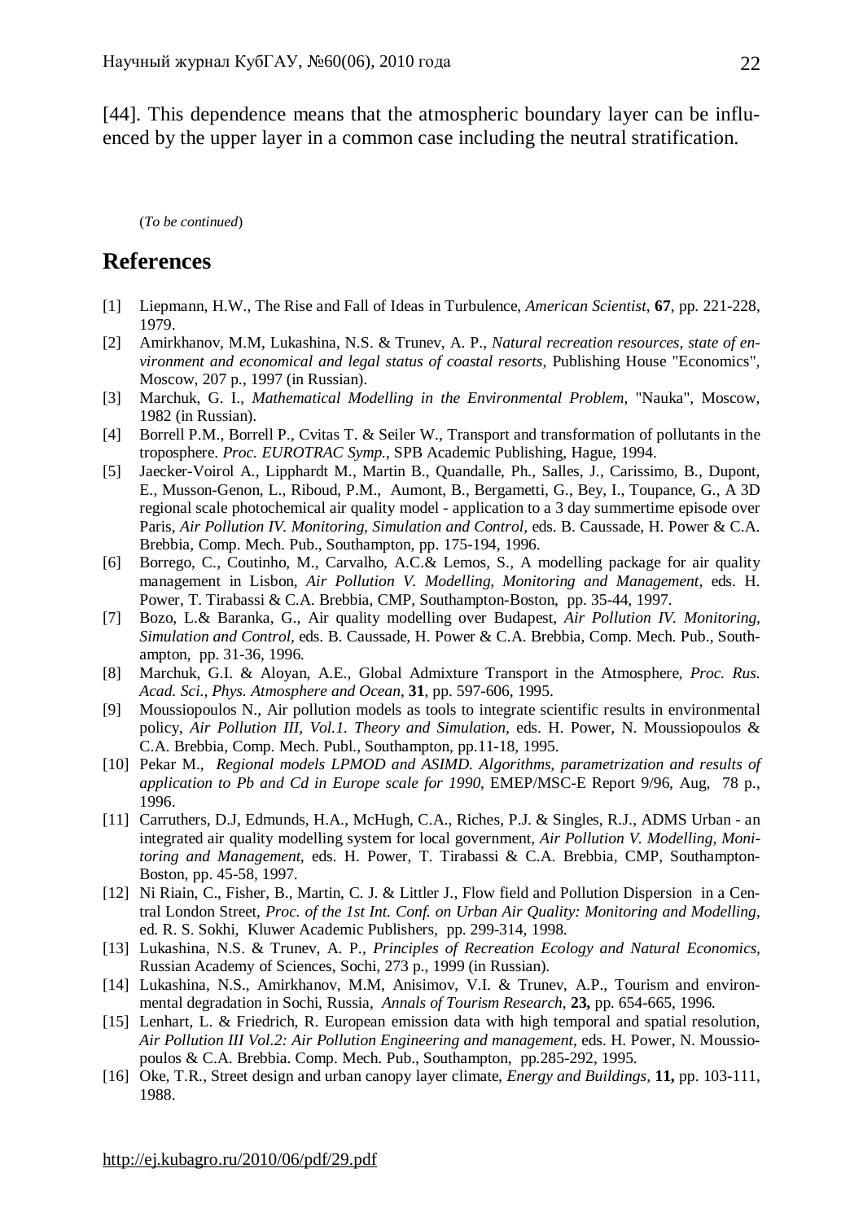[44]. This dependence means that the atmospheric boundary layer can be influenced by the upper layer in a common case including the neutral stratification.

(*To be continued*)

## References

[1] Liepmann, H.W., The Rise and Fall of Ideas in Turbulence, *American Scientist*, **67**, pp. 221-228, 1979.

[2] Amirkhanov, M.M, Lukashina, N.S. & Trunev, A. P., *Natural recreation resources, state of environment and economical and legal status of coastal resorts*, Publishing House "Economics", Moscow, 207 p., 1997 (in Russian).

[3] Marchuk, G. I., *Mathematical Modelling in the Environmental Problem*, "Nauka", Moscow, 1982 (in Russian).

[4] Borrell P.M., Borrell P., Cvitas T. & Seiler W., Transport and transformation of pollutants in the troposphere. *Proc. EUROTRAC Symp.*, SPB Academic Publishing, Hague, 1994.

[5] Jaecker-Voirol A., Lipphardt M., Martin B., Quandalle, Ph., Salles, J., Carissimo, B., Dupont, E., Musson-Genon, L., Riboud, P.M., Aumont, B., Bergametti, G., Bey, I., Toupance, G., A 3D regional scale photochemical air quality model - application to a 3 day summertime episode over Paris, *Air Pollution IV. Monitoring, Simulation and Control,* eds. B. Caussade, H. Power & C.A. Brebbia, Comp. Mech. Pub., Southampton, pp. 175-194, 1996.

[6] Borrego, C., Coutinho, M., Carvalho, A.C.& Lemos, S., A modelling package for air quality management in Lisbon, *Air Pollution V. Modelling, Monitoring and Management,* eds. H. Power, T. Tirabassi & C.A. Brebbia, CMP, Southampton-Boston, pp. 35-44, 1997.

[7] Bozo, L.& Baranka, G., Air quality modelling over Budapest, *Air Pollution IV. Monitoring, Simulation and Control,* eds. B. Caussade, H. Power & C.A. Brebbia, Comp. Mech. Pub., Southampton, pp. 31-36, 1996.

[8] Marchuk, G.I. & Aloyan, A.E., Global Admixture Transport in the Atmosphere, *Proc. Rus. Acad. Sci., Phys. Atmosphere and Ocean*, **31**, pp. 597-606, 1995.

[9] Moussiopoulos N., Air pollution models as tools to integrate scientific results in environmental policy, *Air Pollution III, Vol.1. Theory and Simulation,* eds. H. Power, N. Moussiopoulos & C.A. Brebbia, Comp. Mech. Publ., Southampton, pp.11-18, 1995.

[10] Pekar M., *Regional models LPMOD and ASIMD. Algorithms, parametrization and results of application to Pb and Cd in Europe scale for 1990*, EMEP/MSC-E Report 9/96, Aug, 78 p., 1996.

[11] Carruthers, D.J, Edmunds, H.A., McHugh, C.A., Riches, P.J. & Singles, R.J., ADMS Urban - an integrated air quality modelling system for local government, *Air Pollution V. Modelling, Monitoring and Management,* eds. H. Power, T. Tirabassi & C.A. Brebbia, CMP, Southampton-Boston, pp. 45-58, 1997.

[12] Ni Riain, C., Fisher, B., Martin, C. J. & Littler J., Flow field and Pollution Dispersion in a Central London Street, *Proc. of the 1st Int. Conf. on Urban Air Quality: Monitoring and Modelling*, ed. R. S. Sokhi, Kluwer Academic Publishers, pp. 299-314, 1998.

[13] Lukashina, N.S. & Trunev, A. P., *Principles of Recreation Ecology and Natural Economics,* Russian Academy of Sciences, Sochi, 273 p., 1999 (in Russian).

[14] Lukashina, N.S., Amirkhanov, M.M, Anisimov, V.I. & Trunev, A.P., Tourism and environmental degradation in Sochi, Russia, *Annals of Tourism Research*, **23,** pp. 654-665, 1996.

[15] Lenhart, L. & Friedrich, R. European emission data with high temporal and spatial resolution, *Air Pollution III Vol.2: Air Pollution Engineering and management*, eds. H. Power, N. Moussiopoulos & C.A. Brebbia. Comp. Mech. Pub., Southampton, pp.285-292, 1995.

[16] Oke, T.R., Street design and urban canopy layer climate, *Energy and Buildings*, **11,** pp. 103-111, 1988.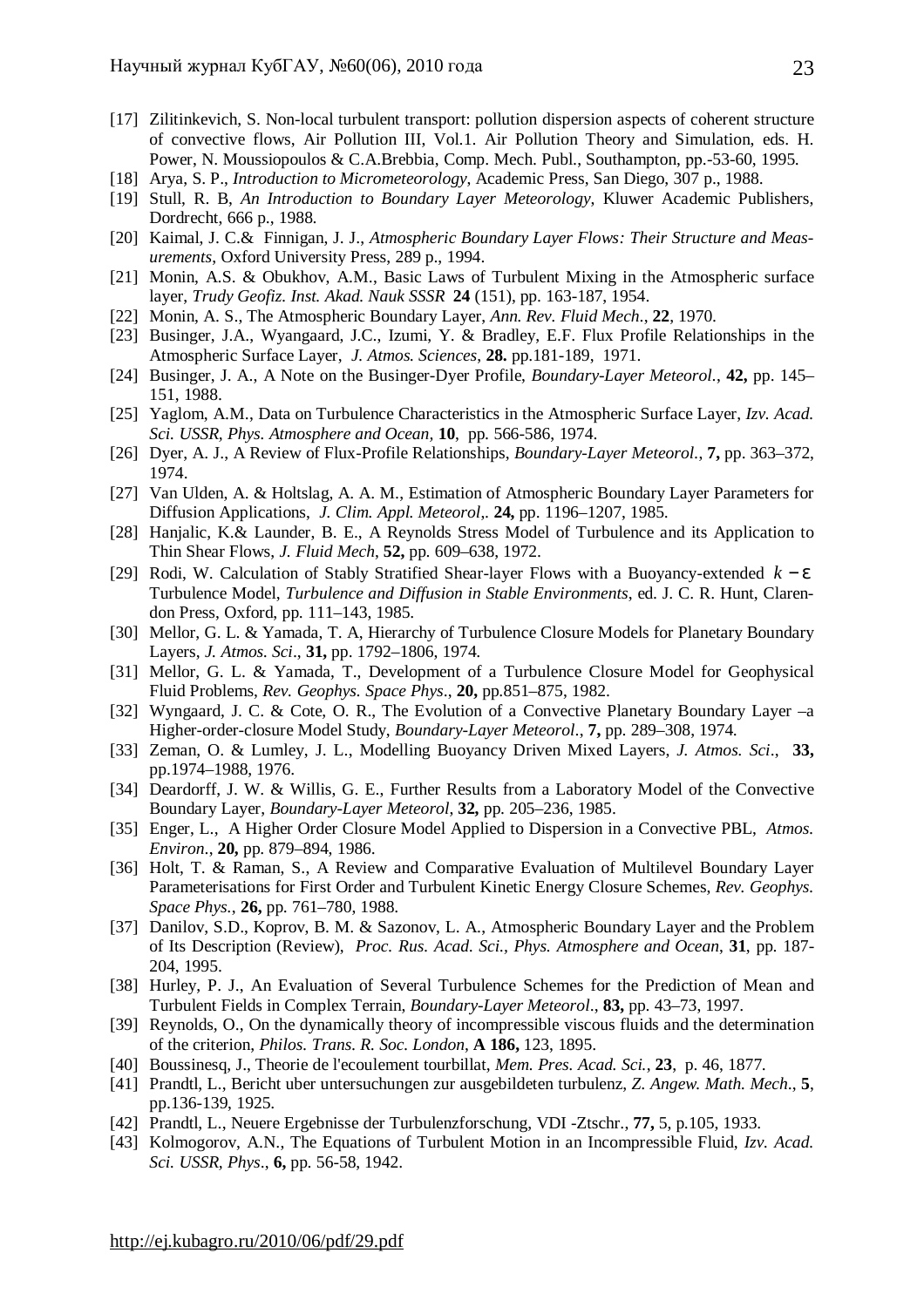[17] Zilitinkevich, S. Non-local turbulent transport: pollution dispersion aspects of coherent structure of convective flows, Air Pollution III, Vol.1. Air Pollution Theory and Simulation, eds. H. Power, N. Moussiopoulos & C.A.Brebbia, Comp. Mech. Publ., Southampton, pp.-53-60, 1995.

[18] Arya, S. P., *Introduction to Micrometeorology*, Academic Press, San Diego, 307 p., 1988.

[19] Stull, R. B, *An Introduction to Boundary Layer Meteorology*, Kluwer Academic Publishers, Dordrecht, 666 p., 1988.

[20] Kaimal, J. C.& Finnigan, J. J., *Atmospheric Boundary Layer Flows: Their Structure and Measurements*, Oxford University Press, 289 p., 1994.

[21] Monin, A.S. & Obukhov, A.M., Basic Laws of Turbulent Mixing in the Atmospheric surface layer, *Trudy Geofiz. Inst. Akad. Nauk SSSR* **24** (151), pp. 163-187, 1954.

[22] Monin, A. S., The Atmospheric Boundary Layer, *Ann. Rev. Fluid Mech.*, **22**, 1970.

[23] Businger, J.A., Wyangaard, J.C., Izumi, Y. & Bradley, E.F. Flux Profile Relationships in the Atmospheric Surface Layer, *J. Atmos. Sciences*, **28.** pp.181-189, 1971.

[24] Businger, J. A., A Note on the Businger-Dyer Profile, *Boundary-Layer Meteorol.*, **42,** pp. 145–151, 1988.

[25] Yaglom, A.M., Data on Turbulence Characteristics in the Atmospheric Surface Layer, *Izv. Acad. Sci. USSR, Phys. Atmosphere and Ocean*, **10**, pp. 566-586, 1974.

[26] Dyer, A. J., A Review of Flux-Profile Relationships, *Boundary-Layer Meteorol.*, **7,** pp. 363–372, 1974.

[27] Van Ulden, A. & Holtslag, A. A. M., Estimation of Atmospheric Boundary Layer Parameters for Diffusion Applications, *J. Clim. Appl. Meteorol*,. **24,** pp. 1196–1207, 1985.

[28] Hanjalic, K.& Launder, B. E., A Reynolds Stress Model of Turbulence and its Application to Thin Shear Flows, *J. Fluid Mech*, **52,** pp. 609–638, 1972.

[29] Rodi, W. Calculation of Stably Stratified Shear-layer Flows with a Buoyancy-extended $k-\varepsilon$ Turbulence Model, *Turbulence and Diffusion in Stable Environments*, ed. J. C. R. Hunt, Clarendon Press, Oxford, pp. 111–143, 1985.

[30] Mellor, G. L. & Yamada, T. A, Hierarchy of Turbulence Closure Models for Planetary Boundary Layers, *J. Atmos. Sci*., **31,** pp. 1792–1806, 1974.

[31] Mellor, G. L. & Yamada, T., Development of a Turbulence Closure Model for Geophysical Fluid Problems, *Rev. Geophys. Space Phys*., **20,** pp.851–875, 1982.

[32] Wyngaard, J. C. & Cote, O. R., The Evolution of a Convective Planetary Boundary Layer –a Higher-order-closure Model Study, *Boundary-Layer Meteorol*., **7,** pp. 289–308, 1974.

[33] Zeman, O. & Lumley, J. L., Modelling Buoyancy Driven Mixed Layers, *J. Atmos. Sci*., **33,** pp.1974–1988, 1976.

[34] Deardorff, J. W. & Willis, G. E., Further Results from a Laboratory Model of the Convective Boundary Layer, *Boundary-Layer Meteorol*, **32,** pp. 205–236, 1985.

[35] Enger, L., A Higher Order Closure Model Applied to Dispersion in a Convective PBL, *Atmos. Environ*., **20,** pp. 879–894, 1986.

[36] Holt, T. & Raman, S., A Review and Comparative Evaluation of Multilevel Boundary Layer Parameterisations for First Order and Turbulent Kinetic Energy Closure Schemes, *Rev. Geophys. Space Phys.*, **26,** pp. 761–780, 1988.

[37] Danilov, S.D., Koprov, B. M. & Sazonov, L. A., Atmospheric Boundary Layer and the Problem of Its Description (Review), *Proc. Rus. Acad. Sci., Phys. Atmosphere and Ocean*, **31**, pp. 187-204, 1995.

[38] Hurley, P. J., An Evaluation of Several Turbulence Schemes for the Prediction of Mean and Turbulent Fields in Complex Terrain, *Boundary-Layer Meteorol*., **83,** pp. 43–73, 1997.

[39] Reynolds, O., On the dynamically theory of incompressible viscous fluids and the determination of the criterion, *Philos. Trans. R. Soc. London*, **A 186,** 123, 1895.

[40] Boussinesq, J., Theorie de l'ecoulement tourbillat, *Mem. Pres. Acad. Sci.*, **23**, p. 46, 1877.

[41] Prandtl, L., Bericht uber untersuchungen zur ausgebildeten turbulenz, *Z. Angew. Math. Mech*., **5**, pp.136-139, 1925.

[42] Prandtl, L., Neuere Ergebnisse der Turbulenzforschung, VDI -Ztschr., **77,** 5, p.105, 1933.

[43] Kolmogorov, A.N., The Equations of Turbulent Motion in an Incompressible Fluid, *Izv. Acad. Sci. USSR, Phys*., **6,** pp. 56-58, 1942.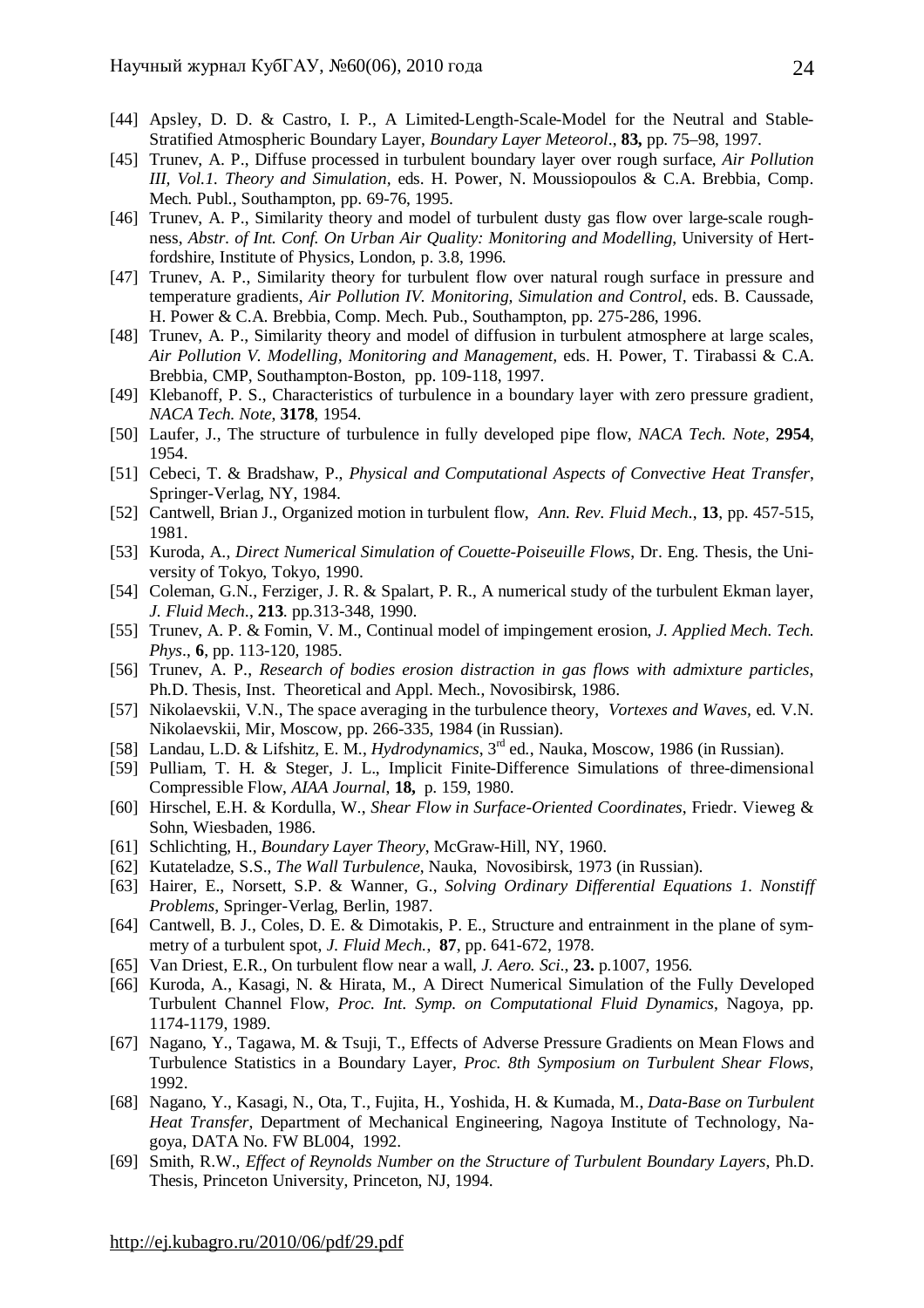[44] Apsley, D. D. & Castro, I. P., A Limited-Length-Scale-Model for the Neutral and Stable-Stratified Atmospheric Boundary Layer, *Boundary Layer Meteorol*., **83,** pp. 75–98, 1997.

[45] Trunev, A. P., Diffuse processed in turbulent boundary layer over rough surface, *Air Pollution III, Vol.1. Theory and Simulation*, eds. H. Power, N. Moussiopoulos & C.A. Brebbia, Comp. Mech. Publ., Southampton, pp. 69-76, 1995.

[46] Trunev, A. P., Similarity theory and model of turbulent dusty gas flow over large-scale roughness, *Abstr. of Int. Conf. On Urban Air Quality: Monitoring and Modelling*, University of Hertfordshire, Institute of Physics, London, p. 3.8, 1996.

[47] Trunev, A. P., Similarity theory for turbulent flow over natural rough surface in pressure and temperature gradients, *Air Pollution IV. Monitoring, Simulation and Control*, eds. B. Caussade, H. Power & C.A. Brebbia, Comp. Mech. Pub., Southampton, pp. 275-286, 1996.

[48] Trunev, A. P., Similarity theory and model of diffusion in turbulent atmosphere at large scales, *Air Pollution V. Modelling, Monitoring and Management,* eds. H. Power, T. Tirabassi & C.A. Brebbia, CMP, Southampton-Boston, pp. 109-118, 1997.

[49] Klebanoff, P. S., Characteristics of turbulence in a boundary layer with zero pressure gradient, *NACA Tech. Note*, **3178**, 1954.

[50] Laufer, J., The structure of turbulence in fully developed pipe flow, *NACA Tech. Note*, **2954**, 1954.

[51] Cebeci, T. & Bradshaw, P., *Physical and Computational Aspects of Convective Heat Transfer*, Springer-Verlag, NY, 1984.

[52] Cantwell, Brian J., Organized motion in turbulent flow, *Ann. Rev. Fluid Mech*., **13**, pp. 457-515, 1981.

[53] Kuroda, A., *Direct Numerical Simulation of Couette-Poiseuille Flows*, Dr. Eng. Thesis, the University of Tokyo, Tokyo, 1990.

[54] Coleman, G.N., Ferziger, J. R. & Spalart, P. R., A numerical study of the turbulent Ekman layer, *J. Fluid Mech*., **213**. pp.313-348, 1990.

[55] Trunev, A. P. & Fomin, V. M., Continual model of impingement erosion, *J. Applied Mech. Tech. Phys*., **6**, pp. 113-120, 1985.

[56] Trunev, A. P., *Research of bodies erosion distraction in gas flows with admixture particles*, Ph.D. Thesis, Inst. Theoretical and Appl. Mech., Novosibirsk, 1986.

[57] Nikolaevskii, V.N., The space averaging in the turbulence theory, *Vortexes and Waves*, ed. V.N. Nikolaevskii, Mir, Moscow, pp. 266-335, 1984 (in Russian).

[58] Landau, L.D. & Lifshitz, E. M., *Hydrodynamics*, 3rd ed., Nauka, Moscow, 1986 (in Russian).

[59] Pulliam, T. H. & Steger, J. L., Implicit Finite-Difference Simulations of three-dimensional Compressible Flow, *AIAA Journal*, **18,** p. 159, 1980.

[60] Hirschel, E.H. & Kordulla, W., *Shear Flow in Surface-Oriented Coordinates*, Friedr. Vieweg & Sohn, Wiesbaden, 1986.

[61] Schlichting, H., *Boundary Layer Theory*, McGraw-Hill, NY, 1960.

[62] Kutateladze, S.S., *The Wall Turbulence*, Nauka, Novosibirsk, 1973 (in Russian).

[63] Hairer, E., Norsett, S.P. & Wanner, G., *Solving Ordinary Differential Equations 1. Nonstiff Problems*, Springer-Verlag, Berlin, 1987.

[64] Cantwell, B. J., Coles, D. E. & Dimotakis, P. E., Structure and entrainment in the plane of symmetry of a turbulent spot, *J. Fluid Mech.*, **87**, pp. 641-672, 1978.

[65] Van Driest, E.R., On turbulent flow near a wall, *J. Aero. Sci*., **23.** p.1007, 1956.

[66] Kuroda, A., Kasagi, N. & Hirata, M., A Direct Numerical Simulation of the Fully Developed Turbulent Channel Flow, *Proc. Int. Symp. on Computational Fluid Dynamics*, Nagoya, pp. 1174-1179, 1989.

[67] Nagano, Y., Tagawa, M. & Tsuji, T., Effects of Adverse Pressure Gradients on Mean Flows and Turbulence Statistics in a Boundary Layer, *Proc. 8th Symposium on Turbulent Shear Flows*, 1992.

[68] Nagano, Y., Kasagi, N., Ota, T., Fujita, H., Yoshida, H. & Kumada, M., *Data-Base on Turbulent Heat Transfer*, Department of Mechanical Engineering, Nagoya Institute of Technology, Nagoya, DATA No. FW BL004, 1992.

[69] Smith, R.W., *Effect of Reynolds Number on the Structure of Turbulent Boundary Layers*, Ph.D. Thesis, Princeton University, Princeton, NJ, 1994.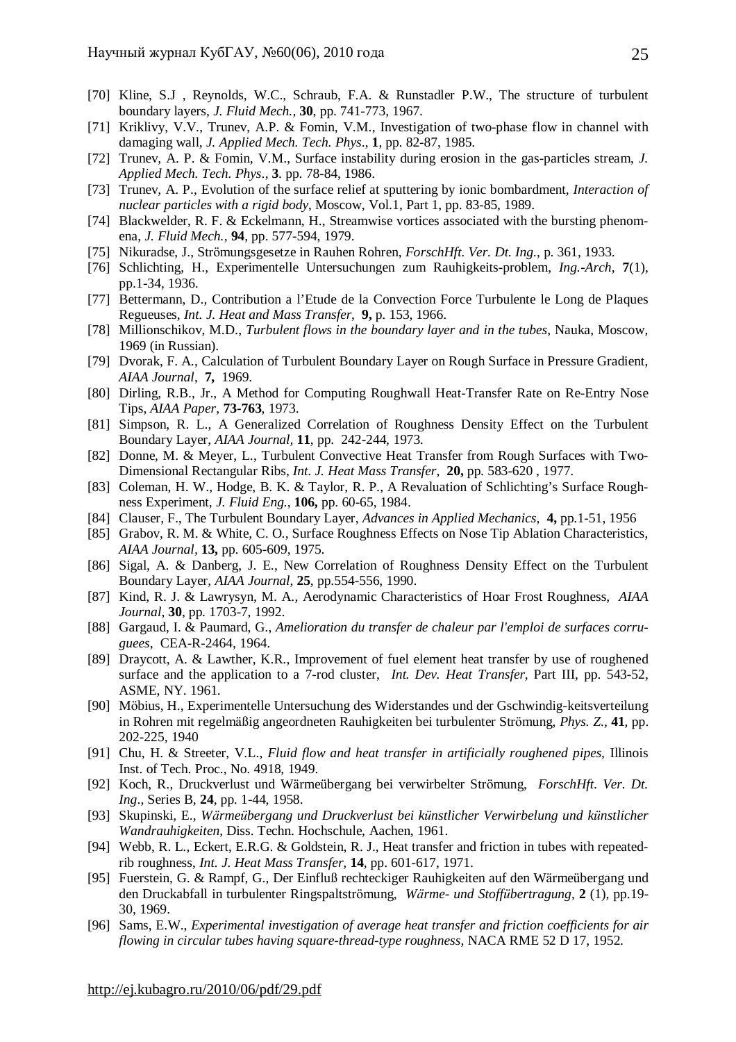[70] Kline, S.J , Reynolds, W.C., Schraub, F.A. & Runstadler P.W., The structure of turbulent boundary layers, *J. Fluid Mech.,* **30**, pp. 741-773, 1967.

[71] Kriklivy, V.V., Trunev, A.P. & Fomin, V.M., Investigation of two-phase flow in channel with damaging wall, *J. Applied Mech. Tech. Phys*., **1**, pp. 82-87, 1985.

[72] Trunev, A. P. & Fomin, V.M., Surface instability during erosion in the gas-particles stream, *J. Applied Mech. Tech. Phys*., **3**. pp. 78-84, 1986.

[73] Trunev, A. P., Evolution of the surface relief at sputtering by ionic bombardment, *Interaction of nuclear particles with a rigid body*, Moscow, Vol.1, Part 1, pp. 83-85, 1989.

[74] Blackwelder, R. F. & Eckelmann, H., Streamwise vortices associated with the bursting phenomena, *J. Fluid Mech.*, **94**, pp. 577-594, 1979.

[75] Nikuradse, J., Strömungsgesetze in Rauhen Rohren, *ForschHft. Ver. Dt. Ing.*, p. 361, 1933.

[76] Schlichting, H., Experimentelle Untersuchungen zum Rauhigkeits-problem, *Ing.-Arch*, **7**(1), pp.1-34, 1936.

[77] Bettermann, D., Contribution a l'Etude de la Convection Force Turbulente le Long de Plaques Regueuses, *Int. J. Heat and Mass Transfer*, **9,** p. 153, 1966.

[78] Millionschikov, M.D., *Turbulent flows in the boundary layer and in the tubes*, Nauka, Moscow, 1969 (in Russian).

[79] Dvorak, F. A., Calculation of Turbulent Boundary Layer on Rough Surface in Pressure Gradient, *AIAA Journal*, **7,** 1969.

[80] Dirling, R.B., Jr., A Method for Computing Roughwall Heat-Transfer Rate on Re-Entry Nose Tips, *AIAA Paper*, **73-763**, 1973.

[81] Simpson, R. L., A Generalized Correlation of Roughness Density Effect on the Turbulent Boundary Layer, *AIAA Journal,* **11**, pp. 242-244, 1973.

[82] Donne, M. & Meyer, L., Turbulent Convective Heat Transfer from Rough Surfaces with Two-Dimensional Rectangular Ribs, *Int. J. Heat Mass Transfer,* **20,** pp. 583-620 , 1977.

[83] Coleman, H. W., Hodge, B. K. & Taylor, R. P., A Revaluation of Schlichting's Surface Roughness Experiment, *J. Fluid Eng.*, **106,** pp. 60-65, 1984.

[84] Clauser, F., The Turbulent Boundary Layer, *Advances in Applied Mechanics*, **4,** pp.1-51, 1956

[85] Grabov, R. M. & White, C. O., Surface Roughness Effects on Nose Tip Ablation Characteristics, *AIAA Journal,* **13,** pp. 605-609, 1975.

[86] Sigal, A. & Danberg, J. E., New Correlation of Roughness Density Effect on the Turbulent Boundary Layer, *AIAA Journal,* **25**, pp.554-556, 1990.

[87] Kind, R. J. & Lawrysyn, M. A., Aerodynamic Characteristics of Hoar Frost Roughness, *AIAA Journal*, **30**, pp. 1703-7, 1992.

[88] Gargaud, I. & Paumard, G., *Amelioration du transfer de chaleur par l'emploi de surfaces corruguees*, CEA-R-2464, 1964.

[89] Draycott, A. & Lawther, K.R., Improvement of fuel element heat transfer by use of roughened surface and the application to a 7-rod cluster, *Int. Dev. Heat Transfer*, Part III, pp. 543-52, ASME, NY. 1961.

[90] Möbius, H., Experimentelle Untersuchung des Widerstandes und der Gschwindig-keitsverteilung in Rohren mit regelmäßig angeordneten Rauhigkeiten bei turbulenter Strömung, *Phys. Z.,* **41**, pp. 202-225, 1940

[91] Chu, H. & Streeter, V.L., *Fluid flow and heat transfer in artificially roughened pipes*, Illinois Inst. of Tech. Proc., No. 4918, 1949.

[92] Koch, R., Druckverlust und Wärmeübergang bei verwirbelter Strömung, *ForschHft. Ver. Dt. Ing*., Series B, **24**, pp. 1-44, 1958.

[93] Skupinski, E., *Wärmeübergang und Druckverlust bei künstlicher Verwirbelung und künstlicher Wandrauhigkeiten*, Diss. Techn. Hochschule, Aachen, 1961.

[94] Webb, R. L., Eckert, E.R.G. & Goldstein, R. J., Heat transfer and friction in tubes with repeated-rib roughness, *Int. J. Heat Mass Transfer,* **14**, pp. 601-617, 1971.

[95] Fuerstein, G. & Rampf, G., Der Einfluß rechteckiger Rauhigkeiten auf den Wärmeübergang und den Druckabfall in turbulenter Ringspaltströmung, *Wärme- und Stoffübertragung,* **2** (1), pp.19-30, 1969.

[96] Sams, E.W., *Experimental investigation of average heat transfer and friction coefficients for air flowing in circular tubes having square-thread-type roughness,* NACA RME 52 D 17, 1952.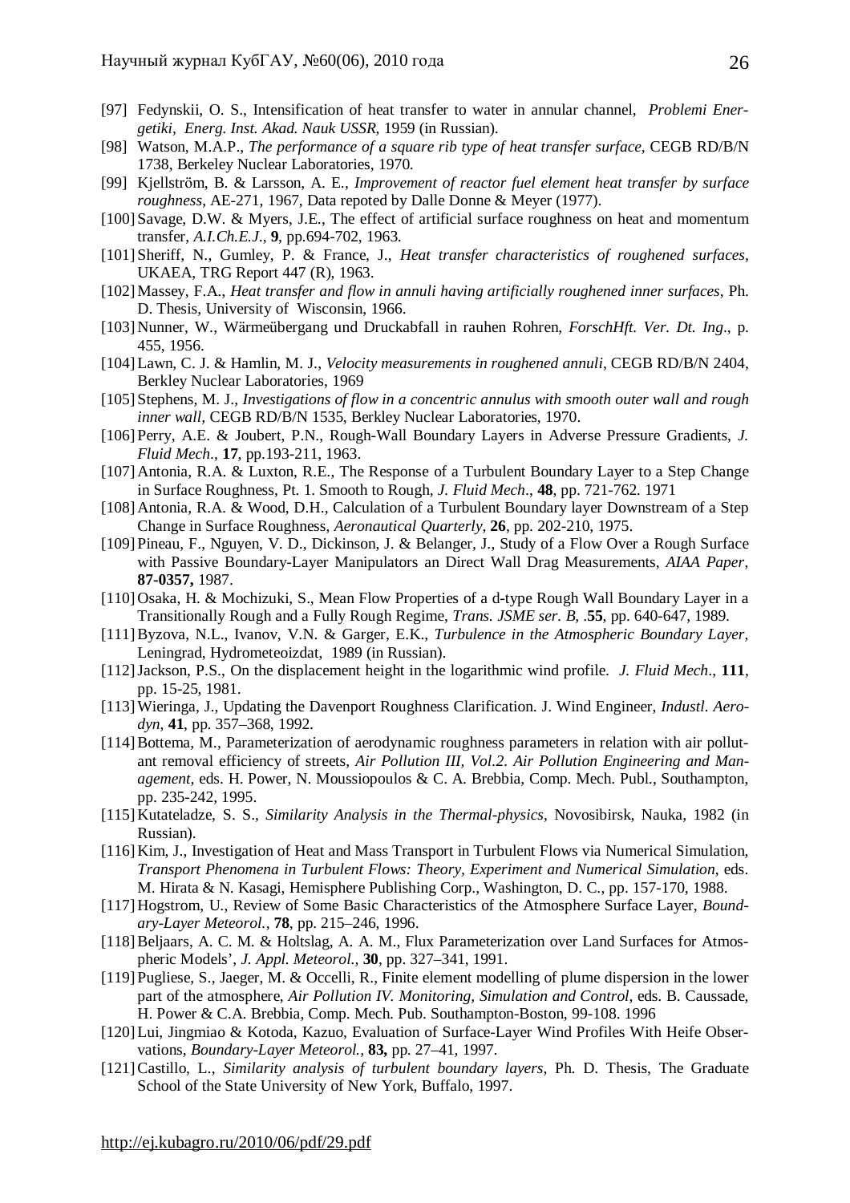[97] Fedynskii, O. S., Intensification of heat transfer to water in annular channel, *Problemi Energetiki, Energ. Inst. Akad. Nauk USSR*, 1959 (in Russian).

[98] Watson, M.A.P., *The performance of a square rib type of heat transfer surface*, CEGB RD/B/N 1738, Berkeley Nuclear Laboratories, 1970.

[99] Kjellström, B. & Larsson, A. E., *Improvement of reactor fuel element heat transfer by surface roughness*, AE-271, 1967, Data repoted by Dalle Donne & Meyer (1977).

[100] Savage, D.W. & Myers, J.E., The effect of artificial surface roughness on heat and momentum transfer, *A.I.Ch.E.J*., **9**, pp.694-702, 1963.

[101] Sheriff, N., Gumley, P. & France, J., *Heat transfer characteristics of roughened surfaces*, UKAEA, TRG Report 447 (R), 1963.

[102] Massey, F.A., *Heat transfer and flow in annuli having artificially roughened inner surfaces*, Ph. D. Thesis, University of Wisconsin, 1966.

[103] Nunner, W., Wärmeübergang und Druckabfall in rauhen Rohren, *ForschHft. Ver. Dt. Ing*., p. 455, 1956.

[104] Lawn, C. J. & Hamlin, M. J., *Velocity measurements in roughened annuli*, CEGB RD/B/N 2404, Berkley Nuclear Laboratories, 1969

[105] Stephens, M. J., *Investigations of flow in a concentric annulus with smooth outer wall and rough inner wall*, CEGB RD/B/N 1535, Berkley Nuclear Laboratories, 1970.

[106] Perry, A.E. & Joubert, P.N., Rough-Wall Boundary Layers in Adverse Pressure Gradients, *J. Fluid Mech*., **17**, pp.193-211, 1963.

[107] Antonia, R.A. & Luxton, R.E., The Response of a Turbulent Boundary Layer to a Step Change in Surface Roughness, Pt. 1. Smooth to Rough, *J. Fluid Mech*., **48**, pp. 721-762. 1971

[108] Antonia, R.A. & Wood, D.H., Calculation of a Turbulent Boundary layer Downstream of a Step Change in Surface Roughness, *Aeronautical Quarterly*, **26**, pp. 202-210, 1975.

[109] Pineau, F., Nguyen, V. D., Dickinson, J. & Belanger, J., Study of a Flow Over a Rough Surface with Passive Boundary-Layer Manipulators an Direct Wall Drag Measurements, *AIAA Paper*, **87-0357,** 1987.

[110] Osaka, H. & Mochizuki, S., Mean Flow Properties of a d-type Rough Wall Boundary Layer in a Transitionally Rough and a Fully Rough Regime, *Trans. JSME ser. B*, .**55**, pp. 640-647, 1989.

[111] Byzova, N.L., Ivanov, V.N. & Garger, E.K., *Turbulence in the Atmospheric Boundary Layer*, Leningrad, Hydrometeoizdat, 1989 (in Russian).

[112] Jackson, P.S., On the displacement height in the logarithmic wind profile. *J. Fluid Mech*., **111**, pp. 15-25, 1981.

[113] Wieringa, J., Updating the Davenport Roughness Clarification. J. Wind Engineer, *Industl. Aerodyn*, **41**, pp. 357–368, 1992.

[114] Bottema, M., Parameterization of aerodynamic roughness parameters in relation with air pollutant removal efficiency of streets, *Air Pollution III, Vol.2. Air Pollution Engineering and Management*, eds. H. Power, N. Moussiopoulos & C. A. Brebbia, Comp. Mech. Publ., Southampton, pp. 235-242, 1995.

[115] Kutateladze, S. S., *Similarity Analysis in the Thermal-physics*, Novosibirsk, Nauka, 1982 (in Russian).

[116] Kim, J., Investigation of Heat and Mass Transport in Turbulent Flows via Numerical Simulation, *Transport Phenomena in Turbulent Flows: Theory, Experiment and Numerical Simulation*, eds. M. Hirata & N. Kasagi, Hemisphere Publishing Corp., Washington, D. C., pp. 157-170, 1988.

[117] Hogstrom, U., Review of Some Basic Characteristics of the Atmosphere Surface Layer, *Boundary-Layer Meteorol.*, **78**, pp. 215–246, 1996.

[118] Beljaars, A. C. M. & Holtslag, A. A. M., Flux Parameterization over Land Surfaces for Atmospheric Models', *J. Appl. Meteorol.*, **30**, pp. 327–341, 1991.

[119] Pugliese, S., Jaeger, M. & Occelli, R., Finite element modelling of plume dispersion in the lower part of the atmosphere, *Air Pollution IV. Monitoring, Simulation and Control*, eds. B. Caussade, H. Power & C.A. Brebbia, Comp. Mech. Pub. Southampton-Boston, 99-108. 1996

[120] Lui, Jingmiao & Kotoda, Kazuo, Evaluation of Surface-Layer Wind Profiles With Heife Observations, *Boundary-Layer Meteorol.*, **83,** pp. 27–41, 1997.

[121] Castillo, L., *Similarity analysis of turbulent boundary layers*, Ph. D. Thesis, The Graduate School of the State University of New York, Buffalo, 1997.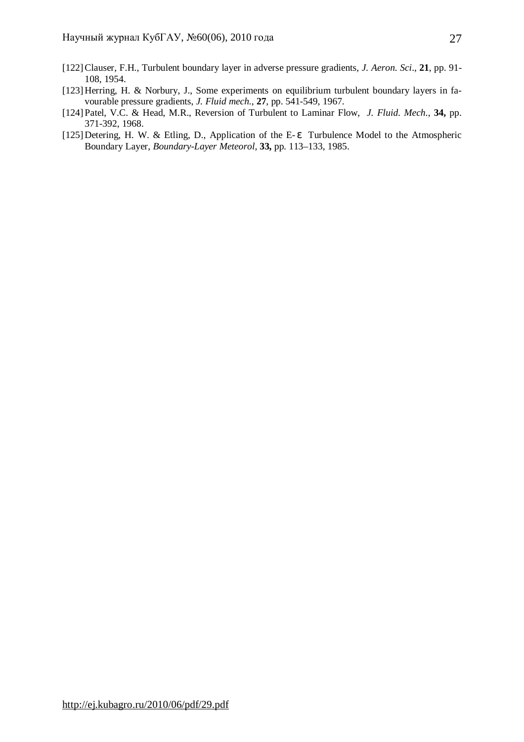[122] Clauser, F.H., Turbulent boundary layer in adverse pressure gradients, *J. Aeron. Sci*., **21**, pp. 91-108, 1954.

[123] Herring, H. & Norbury, J., Some experiments on equilibrium turbulent boundary layers in favourable pressure gradients, *J. Fluid mech.*, **27**, pp. 541-549, 1967.

[124] Patel, V.C. & Head, M.R., Reversion of Turbulent to Laminar Flow, *J. Fluid. Mech*., **34,** pp. 371-392, 1968.

[125] Detering, H. W. & Etling, D., Application of the E-$\varepsilon$ Turbulence Model to the Atmospheric Boundary Layer, *Boundary-Layer Meteorol,* **33,** pp. 113–133, 1985.